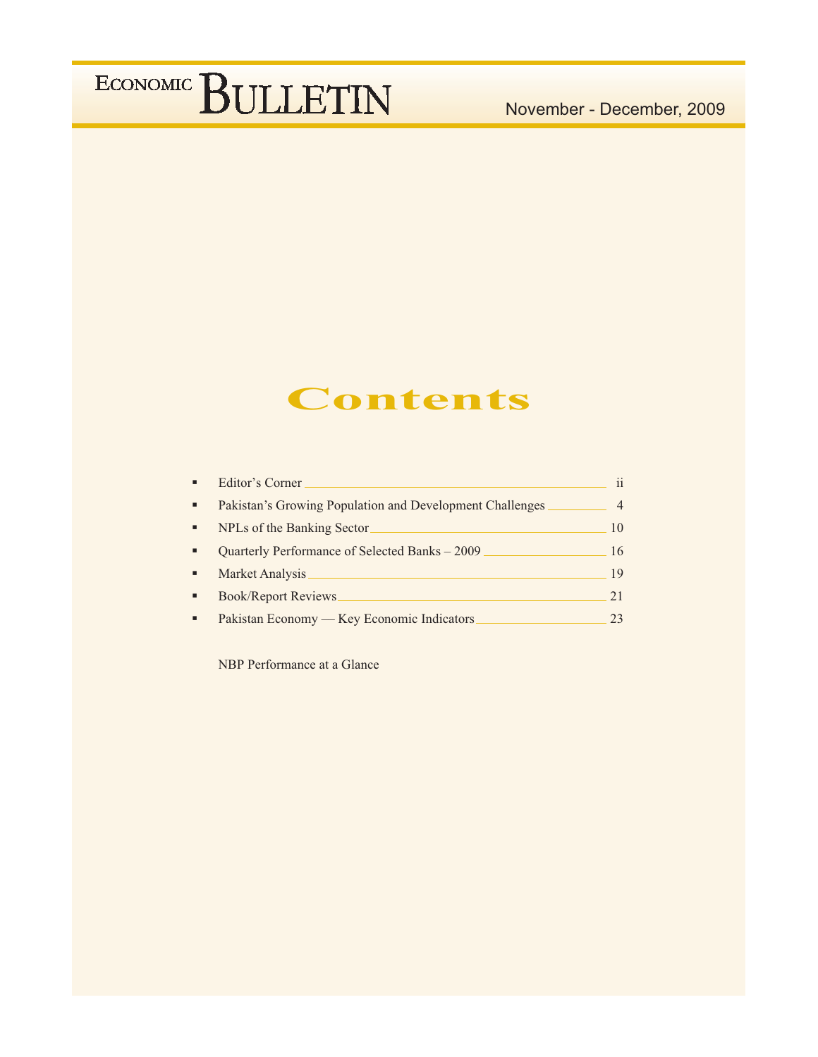# ECONOMIC BULLETIN

November - December, 2009

## Contents

- Editor's Corner ______ ii
- Pakistan's Growing Population and Development Challenges ______ 4
- NPLs of the Banking Sector ______ 10
- Quarterly Performance of Selected Banks – 2009 ______ 16
- Market Analysis ______ 19
- Book/Report Reviews ______ 21
- Pakistan Economy — Key Economic Indicators ______ 23

NBP Performance at a Glance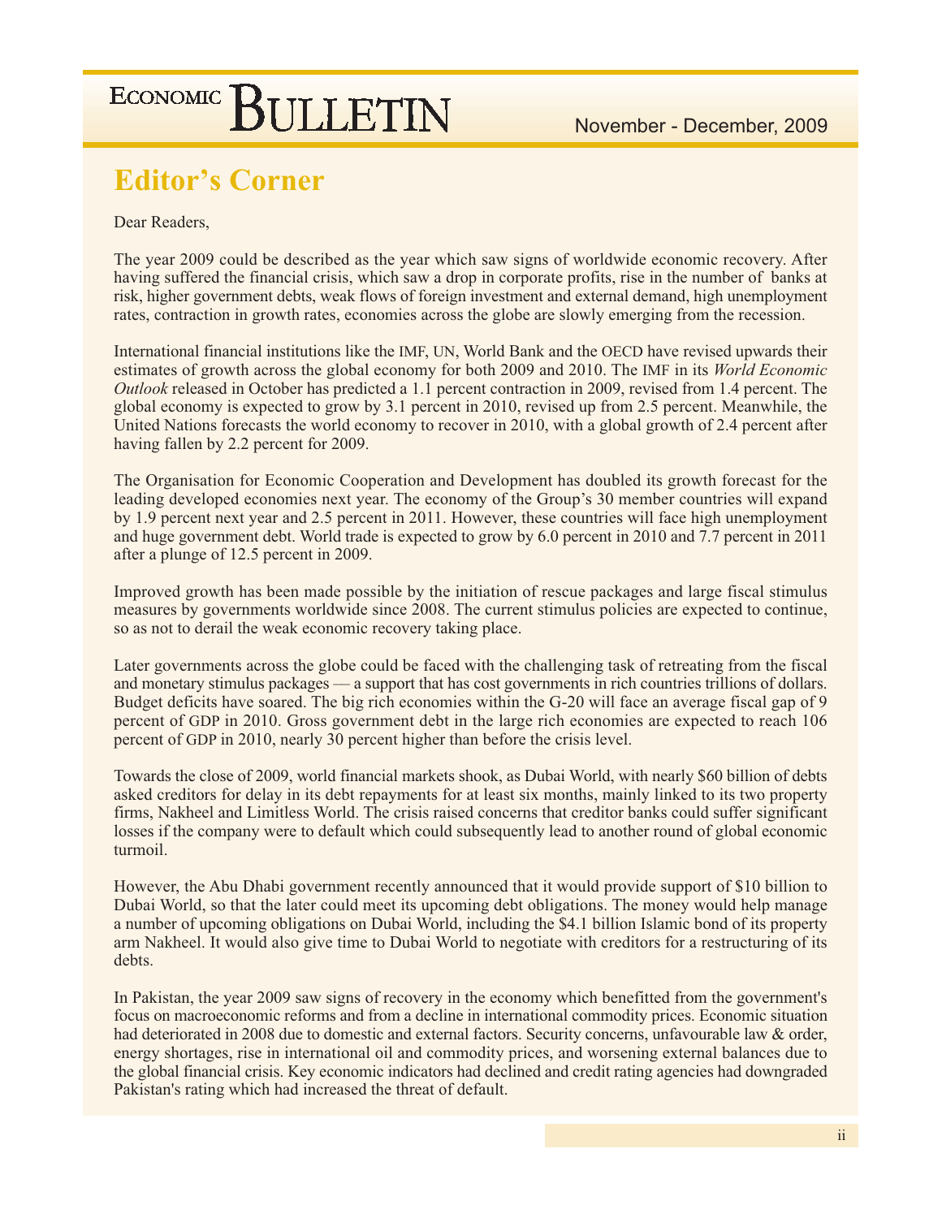# Editor's Corner

Dear Readers,

The year 2009 could be described as the year which saw signs of worldwide economic recovery. After having suffered the financial crisis, which saw a drop in corporate profits, rise in the number of banks at risk, higher government debts, weak flows of foreign investment and external demand, high unemployment rates, contraction in growth rates, economies across the globe are slowly emerging from the recession.

International financial institutions like the IMF, UN, World Bank and the OECD have revised upwards their estimates of growth across the global economy for both 2009 and 2010. The IMF in its *World Economic Outlook* released in October has predicted a 1.1 percent contraction in 2009, revised from 1.4 percent. The global economy is expected to grow by 3.1 percent in 2010, revised up from 2.5 percent. Meanwhile, the United Nations forecasts the world economy to recover in 2010, with a global growth of 2.4 percent after having fallen by 2.2 percent for 2009.

The Organisation for Economic Cooperation and Development has doubled its growth forecast for the leading developed economies next year. The economy of the Group's 30 member countries will expand by 1.9 percent next year and 2.5 percent in 2011. However, these countries will face high unemployment and huge government debt. World trade is expected to grow by 6.0 percent in 2010 and 7.7 percent in 2011 after a plunge of 12.5 percent in 2009.

Improved growth has been made possible by the initiation of rescue packages and large fiscal stimulus measures by governments worldwide since 2008. The current stimulus policies are expected to continue, so as not to derail the weak economic recovery taking place.

Later governments across the globe could be faced with the challenging task of retreating from the fiscal and monetary stimulus packages — a support that has cost governments in rich countries trillions of dollars. Budget deficits have soared. The big rich economies within the G-20 will face an average fiscal gap of 9 percent of GDP in 2010. Gross government debt in the large rich economies are expected to reach 106 percent of GDP in 2010, nearly 30 percent higher than before the crisis level.

Towards the close of 2009, world financial markets shook, as Dubai World, with nearly $60 billion of debts asked creditors for delay in its debt repayments for at least six months, mainly linked to its two property firms, Nakheel and Limitless World. The crisis raised concerns that creditor banks could suffer significant losses if the company were to default which could subsequently lead to another round of global economic turmoil.

However, the Abu Dhabi government recently announced that it would provide support of $10 billion to Dubai World, so that the later could meet its upcoming debt obligations. The money would help manage a number of upcoming obligations on Dubai World, including the $4.1 billion Islamic bond of its property arm Nakheel. It would also give time to Dubai World to negotiate with creditors for a restructuring of its debts.

In Pakistan, the year 2009 saw signs of recovery in the economy which benefitted from the government's focus on macroeconomic reforms and from a decline in international commodity prices. Economic situation had deteriorated in 2008 due to domestic and external factors. Security concerns, unfavourable law & order, energy shortages, rise in international oil and commodity prices, and worsening external balances due to the global financial crisis. Key economic indicators had declined and credit rating agencies had downgraded Pakistan's rating which had increased the threat of default.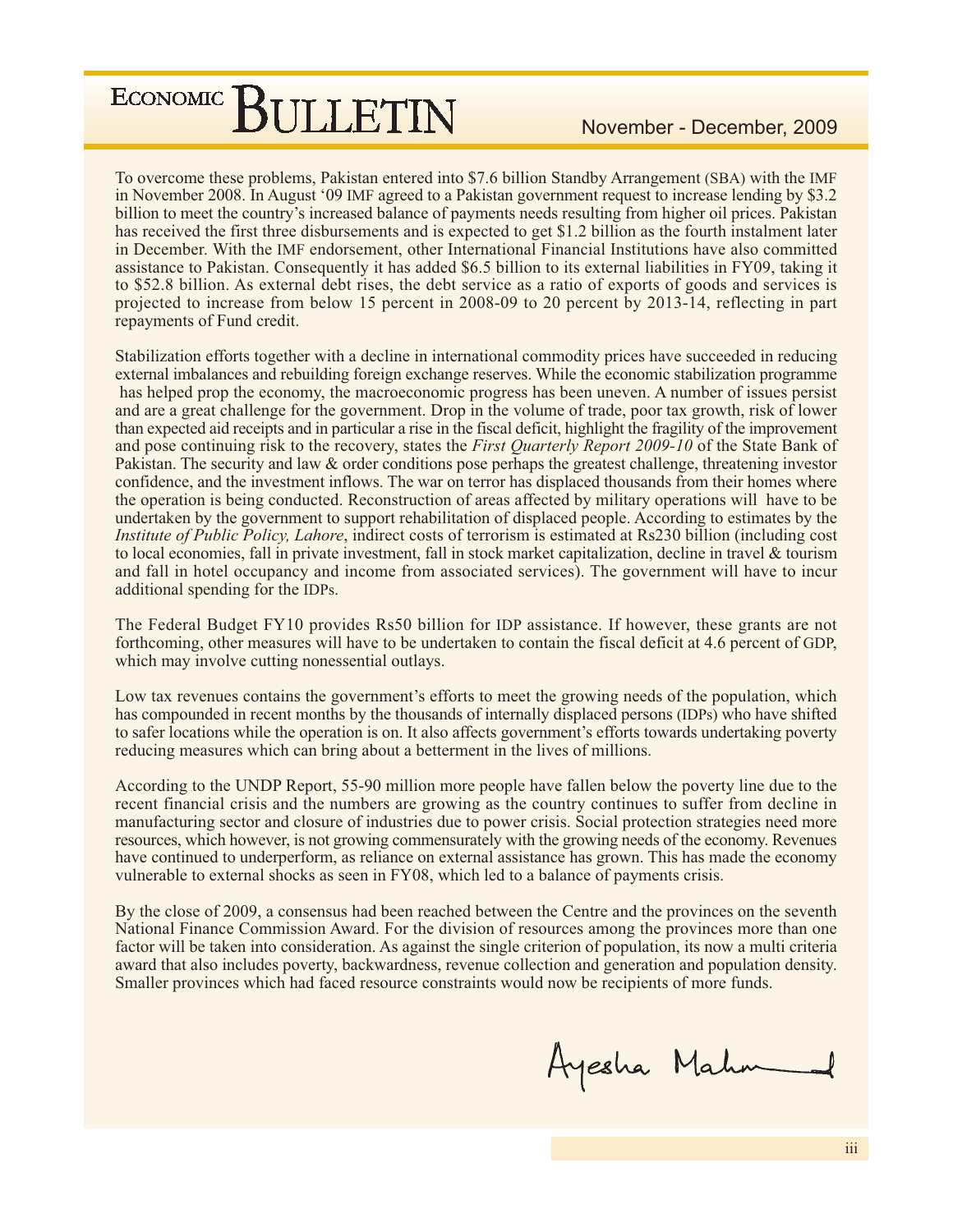To overcome these problems, Pakistan entered into $7.6 billion Standby Arrangement (SBA) with the IMF in November 2008. In August '09 IMF agreed to a Pakistan government request to increase lending by $3.2 billion to meet the country's increased balance of payments needs resulting from higher oil prices. Pakistan has received the first three disbursements and is expected to get $1.2 billion as the fourth instalment later in December. With the IMF endorsement, other International Financial Institutions have also committed assistance to Pakistan. Consequently it has added $6.5 billion to its external liabilities in FY09, taking it to $52.8 billion. As external debt rises, the debt service as a ratio of exports of goods and services is projected to increase from below 15 percent in 2008-09 to 20 percent by 2013-14, reflecting in part repayments of Fund credit.

Stabilization efforts together with a decline in international commodity prices have succeeded in reducing external imbalances and rebuilding foreign exchange reserves. While the economic stabilization programme has helped prop the economy, the macroeconomic progress has been uneven. A number of issues persist and are a great challenge for the government. Drop in the volume of trade, poor tax growth, risk of lower than expected aid receipts and in particular a rise in the fiscal deficit, highlight the fragility of the improvement and pose continuing risk to the recovery, states the *First Quarterly Report 2009-10* of the State Bank of Pakistan. The security and law & order conditions pose perhaps the greatest challenge, threatening investor confidence, and the investment inflows. The war on terror has displaced thousands from their homes where the operation is being conducted. Reconstruction of areas affected by military operations will have to be undertaken by the government to support rehabilitation of displaced people. According to estimates by the *Institute of Public Policy, Lahore*, indirect costs of terrorism is estimated at Rs230 billion (including cost to local economies, fall in private investment, fall in stock market capitalization, decline in travel & tourism and fall in hotel occupancy and income from associated services). The government will have to incur additional spending for the IDPs.

The Federal Budget FY10 provides Rs50 billion for IDP assistance. If however, these grants are not forthcoming, other measures will have to be undertaken to contain the fiscal deficit at 4.6 percent of GDP, which may involve cutting nonessential outlays.

Low tax revenues contains the government's efforts to meet the growing needs of the population, which has compounded in recent months by the thousands of internally displaced persons (IDPs) who have shifted to safer locations while the operation is on. It also affects government's efforts towards undertaking poverty reducing measures which can bring about a betterment in the lives of millions.

According to the UNDP Report, 55-90 million more people have fallen below the poverty line due to the recent financial crisis and the numbers are growing as the country continues to suffer from decline in manufacturing sector and closure of industries due to power crisis. Social protection strategies need more resources, which however, is not growing commensurately with the growing needs of the economy. Revenues have continued to underperform, as reliance on external assistance has grown. This has made the economy vulnerable to external shocks as seen in FY08, which led to a balance of payments crisis.

By the close of 2009, a consensus had been reached between the Centre and the provinces on the seventh National Finance Commission Award. For the division of resources among the provinces more than one factor will be taken into consideration. As against the single criterion of population, its now a multi criteria award that also includes poverty, backwardness, revenue collection and generation and population density. Smaller provinces which had faced resource constraints would now be recipients of more funds.

Ayesha Mahmud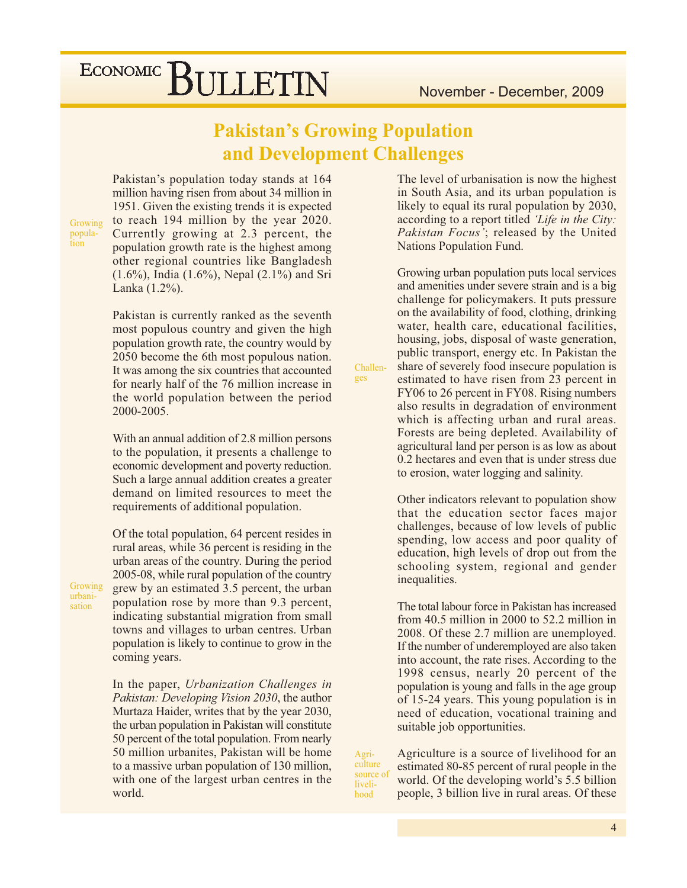# Pakistan's Growing Population and Development Challenges

Growing population

Pakistan's population today stands at 164 million having risen from about 34 million in 1951. Given the existing trends it is expected to reach 194 million by the year 2020. Currently growing at 2.3 percent, the population growth rate is the highest among other regional countries like Bangladesh (1.6%), India (1.6%), Nepal (2.1%) and Sri Lanka (1.2%).

Pakistan is currently ranked as the seventh most populous country and given the high population growth rate, the country would by 2050 become the 6th most populous nation. It was among the six countries that accounted for nearly half of the 76 million increase in the world population between the period 2000-2005.

With an annual addition of 2.8 million persons to the population, it presents a challenge to economic development and poverty reduction. Such a large annual addition creates a greater demand on limited resources to meet the requirements of additional population.

Growing urbanisation

Of the total population, 64 percent resides in rural areas, while 36 percent is residing in the urban areas of the country. During the period 2005-08, while rural population of the country grew by an estimated 3.5 percent, the urban population rose by more than 9.3 percent, indicating substantial migration from small towns and villages to urban centres. Urban population is likely to continue to grow in the coming years.

In the paper, *Urbanization Challenges in Pakistan: Developing Vision 2030*, the author Murtaza Haider, writes that by the year 2030, the urban population in Pakistan will constitute 50 percent of the total population. From nearly 50 million urbanites, Pakistan will be home to a massive urban population of 130 million, with one of the largest urban centres in the world.

The level of urbanisation is now the highest in South Asia, and its urban population is likely to equal its rural population by 2030, according to a report titled *'Life in the City: Pakistan Focus'*; released by the United Nations Population Fund.

Challenges

Growing urban population puts local services and amenities under severe strain and is a big challenge for policymakers. It puts pressure on the availability of food, clothing, drinking water, health care, educational facilities, housing, jobs, disposal of waste generation, public transport, energy etc. In Pakistan the share of severely food insecure population is estimated to have risen from 23 percent in FY06 to 26 percent in FY08. Rising numbers also results in degradation of environment which is affecting urban and rural areas. Forests are being depleted. Availability of agricultural land per person is as low as about 0.2 hectares and even that is under stress due to erosion, water logging and salinity.

Other indicators relevant to population show that the education sector faces major challenges, because of low levels of public spending, low access and poor quality of education, high levels of drop out from the schooling system, regional and gender inequalities.

The total labour force in Pakistan has increased from 40.5 million in 2000 to 52.2 million in 2008. Of these 2.7 million are unemployed. If the number of underemployed are also taken into account, the rate rises. According to the 1998 census, nearly 20 percent of the population is young and falls in the age group of 15-24 years. This young population is in need of education, vocational training and suitable job opportunities.

Agriculture source of livelihood

Agriculture is a source of livelihood for an estimated 80-85 percent of rural people in the world. Of the developing world's 5.5 billion people, 3 billion live in rural areas. Of these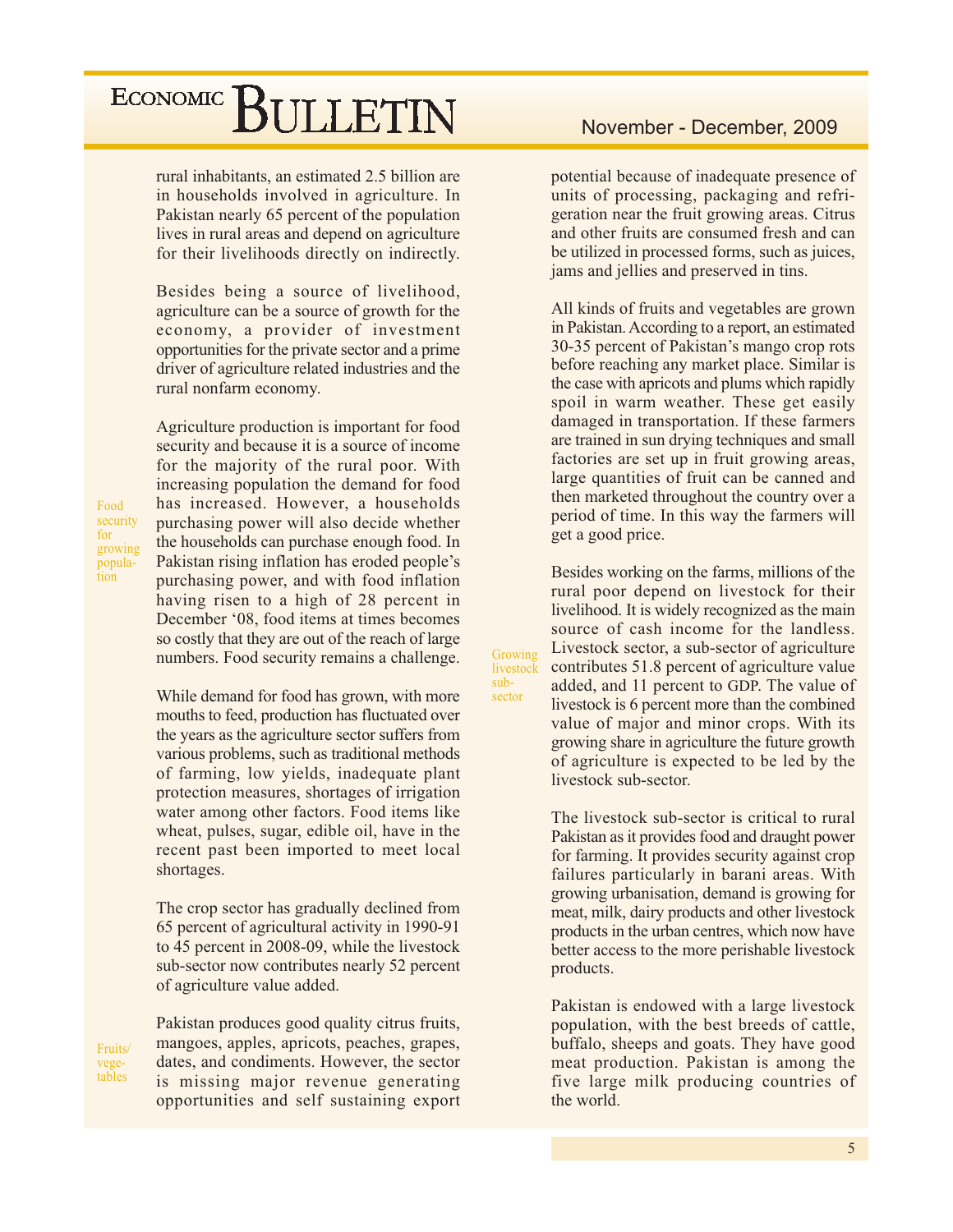rural inhabitants, an estimated 2.5 billion are in households involved in agriculture. In Pakistan nearly 65 percent of the population lives in rural areas and depend on agriculture for their livelihoods directly on indirectly.

Besides being a source of livelihood, agriculture can be a source of growth for the economy, a provider of investment opportunities for the private sector and a prime driver of agriculture related industries and the rural nonfarm economy.

*Food security for growing population*

Agriculture production is important for food security and because it is a source of income for the majority of the rural poor. With increasing population the demand for food has increased. However, a households purchasing power will also decide whether the households can purchase enough food. In Pakistan rising inflation has eroded people's purchasing power, and with food inflation having risen to a high of 28 percent in December '08, food items at times becomes so costly that they are out of the reach of large numbers. Food security remains a challenge.

While demand for food has grown, with more mouths to feed, production has fluctuated over the years as the agriculture sector suffers from various problems, such as traditional methods of farming, low yields, inadequate plant protection measures, shortages of irrigation water among other factors. Food items like wheat, pulses, sugar, edible oil, have in the recent past been imported to meet local shortages.

The crop sector has gradually declined from 65 percent of agricultural activity in 1990-91 to 45 percent in 2008-09, while the livestock sub-sector now contributes nearly 52 percent of agriculture value added.

*Fruits/vegetables*

Pakistan produces good quality citrus fruits, mangoes, apples, apricots, peaches, grapes, dates, and condiments. However, the sector is missing major revenue generating opportunities and self sustaining export potential because of inadequate presence of units of processing, packaging and refrigeration near the fruit growing areas. Citrus and other fruits are consumed fresh and can be utilized in processed forms, such as juices, jams and jellies and preserved in tins.

All kinds of fruits and vegetables are grown in Pakistan. According to a report, an estimated 30-35 percent of Pakistan's mango crop rots before reaching any market place. Similar is the case with apricots and plums which rapidly spoil in warm weather. These get easily damaged in transportation. If these farmers are trained in sun drying techniques and small factories are set up in fruit growing areas, large quantities of fruit can be canned and then marketed throughout the country over a period of time. In this way the farmers will get a good price.

*Growing livestock sub-sector*

Besides working on the farms, millions of the rural poor depend on livestock for their livelihood. It is widely recognized as the main source of cash income for the landless. Livestock sector, a sub-sector of agriculture contributes 51.8 percent of agriculture value added, and 11 percent to GDP. The value of livestock is 6 percent more than the combined value of major and minor crops. With its growing share in agriculture the future growth of agriculture is expected to be led by the livestock sub-sector.

The livestock sub-sector is critical to rural Pakistan as it provides food and draught power for farming. It provides security against crop failures particularly in barani areas. With growing urbanisation, demand is growing for meat, milk, dairy products and other livestock products in the urban centres, which now have better access to the more perishable livestock products.

Pakistan is endowed with a large livestock population, with the best breeds of cattle, buffalo, sheeps and goats. They have good meat production. Pakistan is among the five large milk producing countries of the world.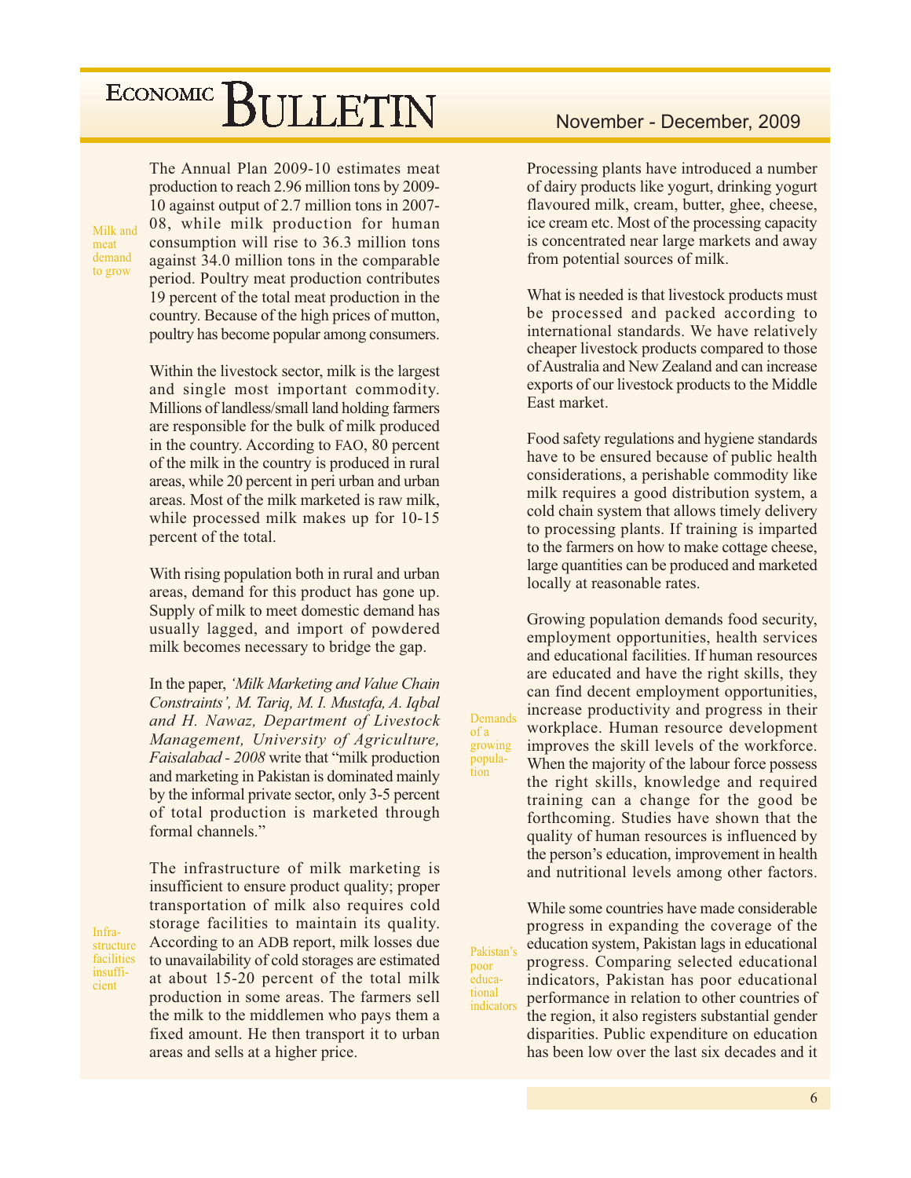*Milk and meat demand to grow*

The Annual Plan 2009-10 estimates meat production to reach 2.96 million tons by 2009-10 against output of 2.7 million tons in 2007-08, while milk production for human consumption will rise to 36.3 million tons against 34.0 million tons in the comparable period. Poultry meat production contributes 19 percent of the total meat production in the country. Because of the high prices of mutton, poultry has become popular among consumers.

Within the livestock sector, milk is the largest and single most important commodity. Millions of landless/small land holding farmers are responsible for the bulk of milk produced in the country. According to FAO, 80 percent of the milk in the country is produced in rural areas, while 20 percent in peri urban and urban areas. Most of the milk marketed is raw milk, while processed milk makes up for 10-15 percent of the total.

With rising population both in rural and urban areas, demand for this product has gone up. Supply of milk to meet domestic demand has usually lagged, and import of powdered milk becomes necessary to bridge the gap.

In the paper, *'Milk Marketing and Value Chain Constraints', M. Tariq, M. I. Mustafa, A. Iqbal and H. Nawaz, Department of Livestock Management, University of Agriculture, Faisalabad - 2008* write that "milk production and marketing in Pakistan is dominated mainly by the informal private sector, only 3-5 percent of total production is marketed through formal channels."

*Infrastructure facilities insufficient*

The infrastructure of milk marketing is insufficient to ensure product quality; proper transportation of milk also requires cold storage facilities to maintain its quality. According to an ADB report, milk losses due to unavailability of cold storages are estimated at about 15-20 percent of the total milk production in some areas. The farmers sell the milk to the middlemen who pays them a fixed amount. He then transport it to urban areas and sells at a higher price.

Processing plants have introduced a number of dairy products like yogurt, drinking yogurt flavoured milk, cream, butter, ghee, cheese, ice cream etc. Most of the processing capacity is concentrated near large markets and away from potential sources of milk.

What is needed is that livestock products must be processed and packed according to international standards. We have relatively cheaper livestock products compared to those of Australia and New Zealand and can increase exports of our livestock products to the Middle East market.

Food safety regulations and hygiene standards have to be ensured because of public health considerations, a perishable commodity like milk requires a good distribution system, a cold chain system that allows timely delivery to processing plants. If training is imparted to the farmers on how to make cottage cheese, large quantities can be produced and marketed locally at reasonable rates.

*Demands of a growing population*

Growing population demands food security, employment opportunities, health services and educational facilities. If human resources are educated and have the right skills, they can find decent employment opportunities, increase productivity and progress in their workplace. Human resource development improves the skill levels of the workforce. When the majority of the labour force possess the right skills, knowledge and required training can a change for the good be forthcoming. Studies have shown that the quality of human resources is influenced by the person's education, improvement in health and nutritional levels among other factors.

*Pakistan's poor educational indicators*

While some countries have made considerable progress in expanding the coverage of the education system, Pakistan lags in educational progress. Comparing selected educational indicators, Pakistan has poor educational performance in relation to other countries of the region, it also registers substantial gender disparities. Public expenditure on education has been low over the last six decades and it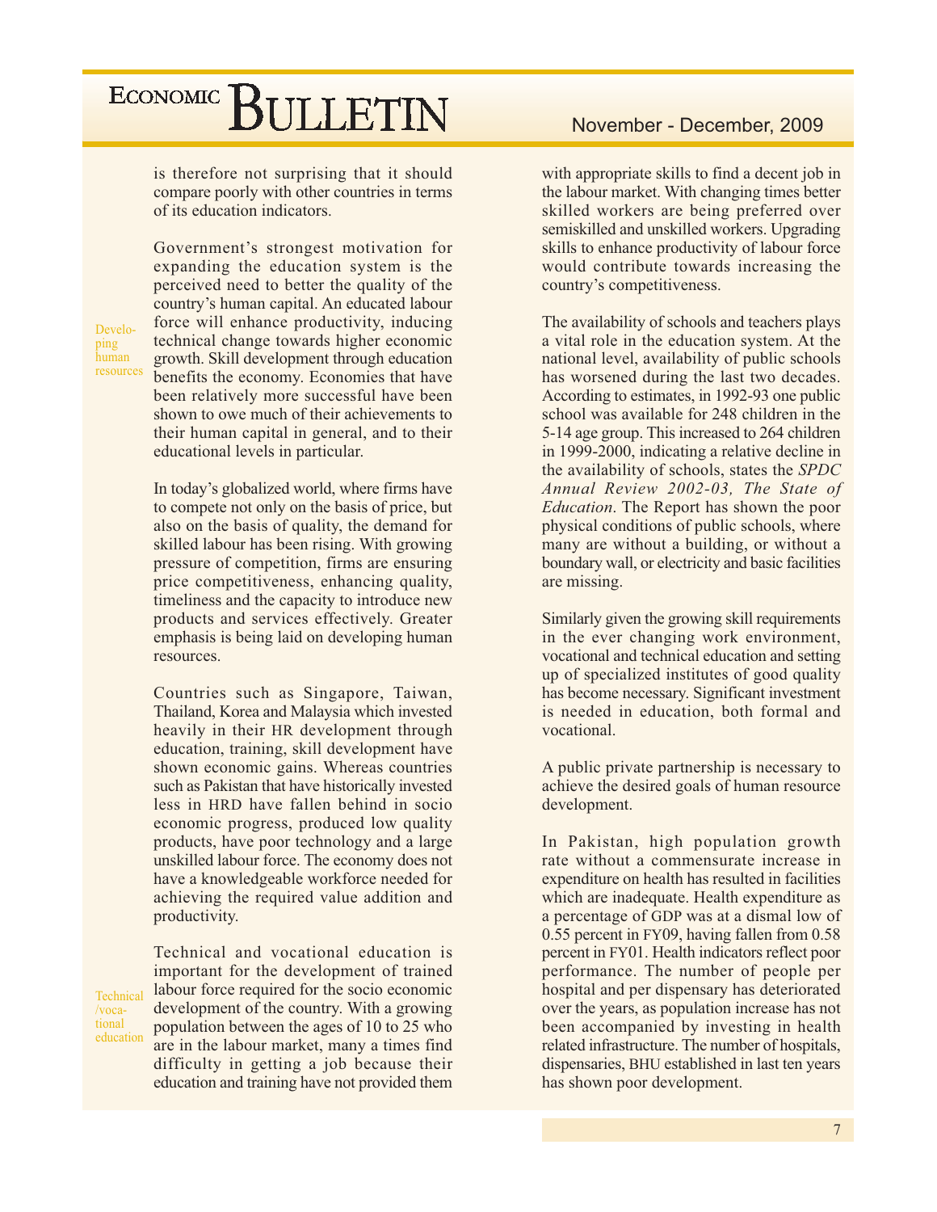is therefore not surprising that it should compare poorly with other countries in terms of its education indicators.

Developing human resources

Government's strongest motivation for expanding the education system is the perceived need to better the quality of the country's human capital. An educated labour force will enhance productivity, inducing technical change towards higher economic growth. Skill development through education benefits the economy. Economies that have been relatively more successful have been shown to owe much of their achievements to their human capital in general, and to their educational levels in particular.

In today's globalized world, where firms have to compete not only on the basis of price, but also on the basis of quality, the demand for skilled labour has been rising. With growing pressure of competition, firms are ensuring price competitiveness, enhancing quality, timeliness and the capacity to introduce new products and services effectively. Greater emphasis is being laid on developing human resources.

Countries such as Singapore, Taiwan, Thailand, Korea and Malaysia which invested heavily in their HR development through education, training, skill development have shown economic gains. Whereas countries such as Pakistan that have historically invested less in HRD have fallen behind in socio economic progress, produced low quality products, have poor technology and a large unskilled labour force. The economy does not have a knowledgeable workforce needed for achieving the required value addition and productivity.

Technical /vocational education

Technical and vocational education is important for the development of trained labour force required for the socio economic development of the country. With a growing population between the ages of 10 to 25 who are in the labour market, many a times find difficulty in getting a job because their education and training have not provided them with appropriate skills to find a decent job in the labour market. With changing times better skilled workers are being preferred over semiskilled and unskilled workers. Upgrading skills to enhance productivity of labour force would contribute towards increasing the country's competitiveness.

The availability of schools and teachers plays a vital role in the education system. At the national level, availability of public schools has worsened during the last two decades. According to estimates, in 1992-93 one public school was available for 248 children in the 5-14 age group. This increased to 264 children in 1999-2000, indicating a relative decline in the availability of schools, states the *SPDC Annual Review 2002-03, The State of Education*. The Report has shown the poor physical conditions of public schools, where many are without a building, or without a boundary wall, or electricity and basic facilities are missing.

Similarly given the growing skill requirements in the ever changing work environment, vocational and technical education and setting up of specialized institutes of good quality has become necessary. Significant investment is needed in education, both formal and vocational.

A public private partnership is necessary to achieve the desired goals of human resource development.

In Pakistan, high population growth rate without a commensurate increase in expenditure on health has resulted in facilities which are inadequate. Health expenditure as a percentage of GDP was at a dismal low of 0.55 percent in FY09, having fallen from 0.58 percent in FY01. Health indicators reflect poor performance. The number of people per hospital and per dispensary has deteriorated over the years, as population increase has not been accompanied by investing in health related infrastructure. The number of hospitals, dispensaries, BHU established in last ten years has shown poor development.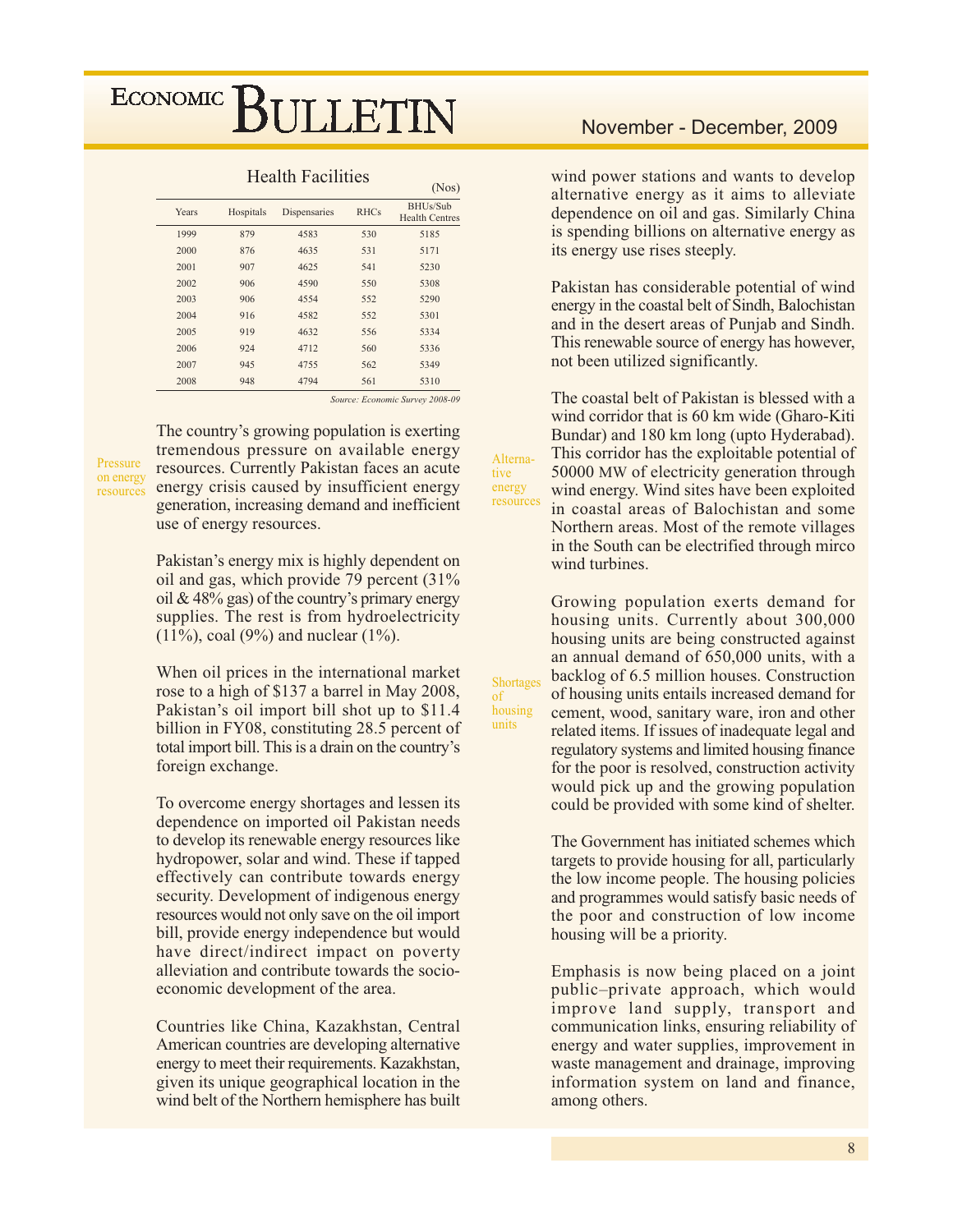Health Facilities

(Nos)

| Years | Hospitals | Dispensaries | RHCs | BHUs/Sub Health Centres |
|---|---|---|---|---|
| 1999 | 879 | 4583 | 530 | 5185 |
| 2000 | 876 | 4635 | 531 | 5171 |
| 2001 | 907 | 4625 | 541 | 5230 |
| 2002 | 906 | 4590 | 550 | 5308 |
| 2003 | 906 | 4554 | 552 | 5290 |
| 2004 | 916 | 4582 | 552 | 5301 |
| 2005 | 919 | 4632 | 556 | 5334 |
| 2006 | 924 | 4712 | 560 | 5336 |
| 2007 | 945 | 4755 | 562 | 5349 |
| 2008 | 948 | 4794 | 561 | 5310 |

*Source: Economic Survey 2008-09*

**Pressure on energy resources**

The country's growing population is exerting tremendous pressure on available energy resources. Currently Pakistan faces an acute energy crisis caused by insufficient energy generation, increasing demand and inefficient use of energy resources.

Pakistan's energy mix is highly dependent on oil and gas, which provide 79 percent (31% oil & 48% gas) of the country's primary energy supplies. The rest is from hydroelectricity (11%), coal (9%) and nuclear (1%).

When oil prices in the international market rose to a high of $137 a barrel in May 2008, Pakistan's oil import bill shot up to $11.4 billion in FY08, constituting 28.5 percent of total import bill. This is a drain on the country's foreign exchange.

To overcome energy shortages and lessen its dependence on imported oil Pakistan needs to develop its renewable energy resources like hydropower, solar and wind. These if tapped effectively can contribute towards energy security. Development of indigenous energy resources would not only save on the oil import bill, provide energy independence but would have direct/indirect impact on poverty alleviation and contribute towards the socio-economic development of the area.

Countries like China, Kazakhstan, Central American countries are developing alternative energy to meet their requirements. Kazakhstan, given its unique geographical location in the wind belt of the Northern hemisphere has built wind power stations and wants to develop alternative energy as it aims to alleviate dependence on oil and gas. Similarly China is spending billions on alternative energy as its energy use rises steeply.

Pakistan has considerable potential of wind energy in the coastal belt of Sindh, Balochistan and in the desert areas of Punjab and Sindh. This renewable source of energy has however, not been utilized significantly.

**Alternative energy resources**

The coastal belt of Pakistan is blessed with a wind corridor that is 60 km wide (Gharo-Kiti Bundar) and 180 km long (upto Hyderabad). This corridor has the exploitable potential of 50000 MW of electricity generation through wind energy. Wind sites have been exploited in coastal areas of Balochistan and some Northern areas. Most of the remote villages in the South can be electrified through mirco wind turbines.

**Shortages of housing units**

Growing population exerts demand for housing units. Currently about 300,000 housing units are being constructed against an annual demand of 650,000 units, with a backlog of 6.5 million houses. Construction of housing units entails increased demand for cement, wood, sanitary ware, iron and other related items. If issues of inadequate legal and regulatory systems and limited housing finance for the poor is resolved, construction activity would pick up and the growing population could be provided with some kind of shelter.

The Government has initiated schemes which targets to provide housing for all, particularly the low income people. The housing policies and programmes would satisfy basic needs of the poor and construction of low income housing will be a priority.

Emphasis is now being placed on a joint public–private approach, which would improve land supply, transport and communication links, ensuring reliability of energy and water supplies, improvement in waste management and drainage, improving information system on land and finance, among others.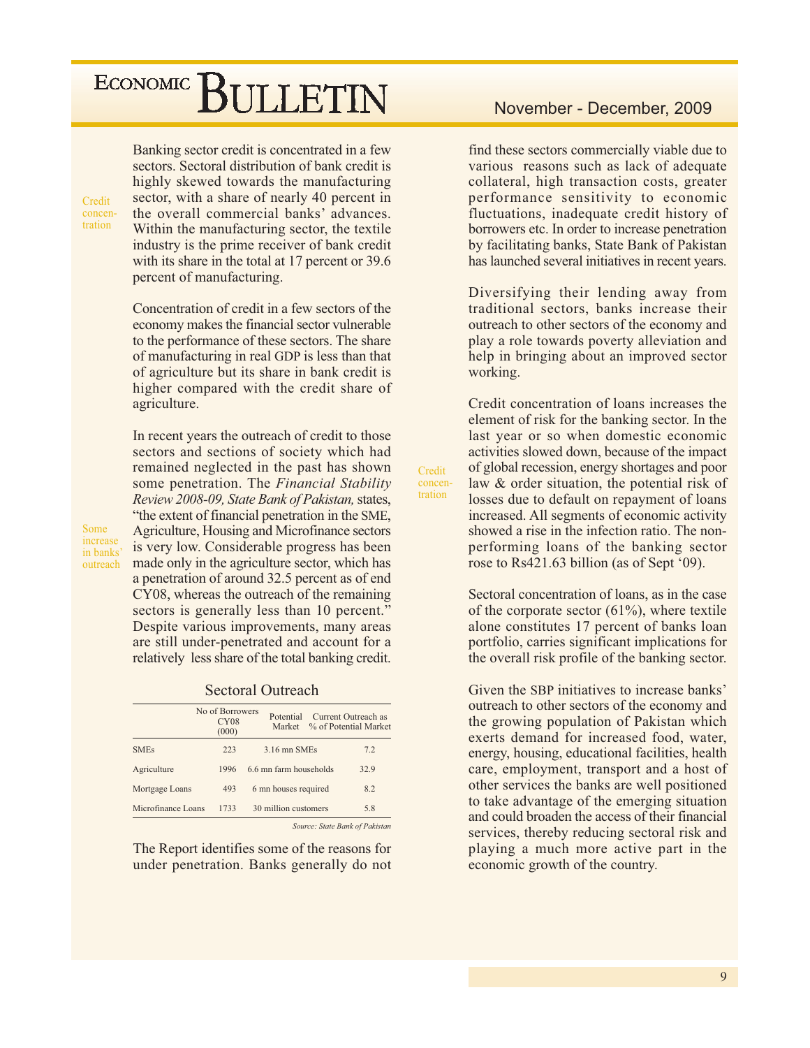Banking sector credit is concentrated in a few sectors. Sectoral distribution of bank credit is highly skewed towards the manufacturing sector, with a share of nearly 40 percent in the overall commercial banks' advances. Within the manufacturing sector, the textile industry is the prime receiver of bank credit with its share in the total at 17 percent or 39.6 percent of manufacturing.

Credit concentration

Concentration of credit in a few sectors of the economy makes the financial sector vulnerable to the performance of these sectors. The share of manufacturing in real GDP is less than that of agriculture but its share in bank credit is higher compared with the credit share of agriculture.

In recent years the outreach of credit to those sectors and sections of society which had remained neglected in the past has shown some penetration. The *Financial Stability Review 2008-09, State Bank of Pakistan,* states, "the extent of financial penetration in the SME, Agriculture, Housing and Microfinance sectors is very low. Considerable progress has been made only in the agriculture sector, which has a penetration of around 32.5 percent as of end CY08, whereas the outreach of the remaining sectors is generally less than 10 percent." Despite various improvements, many areas are still under-penetrated and account for a relatively less share of the total banking credit.

Some increase in banks' outreach

Sectoral Outreach

| | No of Borrowers CY08 (000) | Potential Market | Current Outreach as % of Potential Market |
|---|---|---|---|
| SMEs | 223 | 3.16 mn SMEs | 7.2 |
| Agriculture | 1996 | 6.6 mn farm households | 32.9 |
| Mortgage Loans | 493 | 6 mn houses required | 8.2 |
| Microfinance Loans | 1733 | 30 million customers | 5.8 |

*Source: State Bank of Pakistan*

The Report identifies some of the reasons for under penetration. Banks generally do not find these sectors commercially viable due to various reasons such as lack of adequate collateral, high transaction costs, greater performance sensitivity to economic fluctuations, inadequate credit history of borrowers etc. In order to increase penetration by facilitating banks, State Bank of Pakistan has launched several initiatives in recent years.

Diversifying their lending away from traditional sectors, banks increase their outreach to other sectors of the economy and play a role towards poverty alleviation and help in bringing about an improved sector working.

Credit concentration

Credit concentration of loans increases the element of risk for the banking sector. In the last year or so when domestic economic activities slowed down, because of the impact of global recession, energy shortages and poor law & order situation, the potential risk of losses due to default on repayment of loans increased. All segments of economic activity showed a rise in the infection ratio. The non-performing loans of the banking sector rose to Rs421.63 billion (as of Sept '09).

Sectoral concentration of loans, as in the case of the corporate sector (61%), where textile alone constitutes 17 percent of banks loan portfolio, carries significant implications for the overall risk profile of the banking sector.

Given the SBP initiatives to increase banks' outreach to other sectors of the economy and the growing population of Pakistan which exerts demand for increased food, water, energy, housing, educational facilities, health care, employment, transport and a host of other services the banks are well positioned to take advantage of the emerging situation and could broaden the access of their financial services, thereby reducing sectoral risk and playing a much more active part in the economic growth of the country.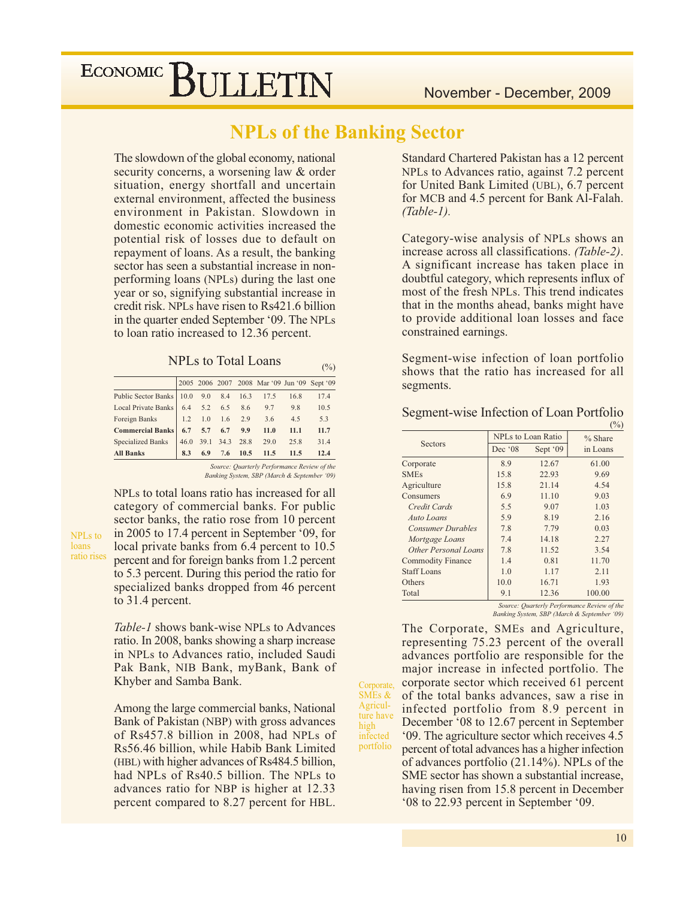# NPLs of the Banking Sector

The slowdown of the global economy, national security concerns, a worsening law & order situation, energy shortfall and uncertain external environment, affected the business environment in Pakistan. Slowdown in domestic economic activities increased the potential risk of losses due to default on repayment of loans. As a result, the banking sector has seen a substantial increase in non-performing loans (NPLs) during the last one year or so, signifying substantial increase in credit risk. NPLs have risen to Rs421.6 billion in the quarter ended September '09. The NPLs to loan ratio increased to 12.36 percent.

NPLs to Total Loans (%)

| | 2005 | 2006 | 2007 | 2008 | Mar '09 | Jun '09 | Sept '09 |
|---|---|---|---|---|---|---|---|
| Public Sector Banks | 10.0 | 9.0 | 8.4 | 16.3 | 17.5 | 16.8 | 17.4 |
| Local Private Banks | 6.4 | 5.2 | 6.5 | 8.6 | 9.7 | 9.8 | 10.5 |
| Foreign Banks | 1.2 | 1.0 | 1.6 | 2.9 | 3.6 | 4.5 | 5.3 |
| **Commercial Banks** | **6.7** | **5.7** | **6.7** | **9.9** | **11.0** | **11.1** | **11.7** |
| Specialized Banks | 46.0 | 39.1 | 34.3 | 28.8 | 29.0 | 25.8 | 31.4 |
| **All Banks** | **8.3** | **6.9** | **7.6** | **10.5** | **11.5** | **11.5** | **12.4** |

*Source: Quarterly Performance Review of the Banking System, SBP (March & September '09)*

NPLs to loans ratio rises

NPLs to total loans ratio has increased for all category of commercial banks. For public sector banks, the ratio rose from 10 percent in 2005 to 17.4 percent in September '09, for local private banks from 6.4 percent to 10.5 percent and for foreign banks from 1.2 percent to 5.3 percent. During this period the ratio for specialized banks dropped from 46 percent to 31.4 percent.

*Table-1* shows bank-wise NPLs to Advances ratio. In 2008, banks showing a sharp increase in NPLs to Advances ratio, included Saudi Pak Bank, NIB Bank, myBank, Bank of Khyber and Samba Bank.

Among the large commercial banks, National Bank of Pakistan (NBP) with gross advances of Rs457.8 billion in 2008, had NPLs of Rs56.46 billion, while Habib Bank Limited (HBL) with higher advances of Rs484.5 billion, had NPLs of Rs40.5 billion. The NPLs to advances ratio for NBP is higher at 12.33 percent compared to 8.27 percent for HBL. Standard Chartered Pakistan has a 12 percent NPLs to Advances ratio, against 7.2 percent for United Bank Limited (UBL), 6.7 percent for MCB and 4.5 percent for Bank Al-Falah. *(Table-1).*

Category-wise analysis of NPLs shows an increase across all classifications. *(Table-2)*. A significant increase has taken place in doubtful category, which represents influx of most of the fresh NPLs. This trend indicates that in the months ahead, banks might have to provide additional loan losses and face constrained earnings.

Segment-wise infection of loan portfolio shows that the ratio has increased for all segments.

Segment-wise Infection of Loan Portfolio (%)

| Sectors | NPLs to Loan Ratio | | % Share in Loans |
|---|---|---|---|
| | Dec '08 | Sept '09 | |
| Corporate | 8.9 | 12.67 | 61.00 |
| SMEs | 15.8 | 22.93 | 9.69 |
| Agriculture | 15.8 | 21.14 | 4.54 |
| Consumers | 6.9 | 11.10 | 9.03 |
| *Credit Cards* | 5.5 | 9.07 | 1.03 |
| *Auto Loans* | 5.9 | 8.19 | 2.16 |
| *Consumer Durables* | 7.8 | 7.79 | 0.03 |
| *Mortgage Loans* | 7.4 | 14.18 | 2.27 |
| *Other Personal Loans* | 7.8 | 11.52 | 3.54 |
| Commodity Finance | 1.4 | 0.81 | 11.70 |
| Staff Loans | 1.0 | 1.17 | 2.11 |
| Others | 10.0 | 16.71 | 1.93 |
| Total | 9.1 | 12.36 | 100.00 |

*Source: Quarterly Performance Review of the Banking System, SBP (March & September '09)*

Corporate, SMEs & Agriculture have high infected portfolio

The Corporate, SMEs and Agriculture, representing 75.23 percent of the overall advances portfolio are responsible for the major increase in infected portfolio. The corporate sector which received 61 percent of the total banks advances, saw a rise in infected portfolio from 8.9 percent in December '08 to 12.67 percent in September '09. The agriculture sector which receives 4.5 percent of total advances has a higher infection of advances portfolio (21.14%). NPLs of the SME sector has shown a substantial increase, having risen from 15.8 percent in December '08 to 22.93 percent in September '09.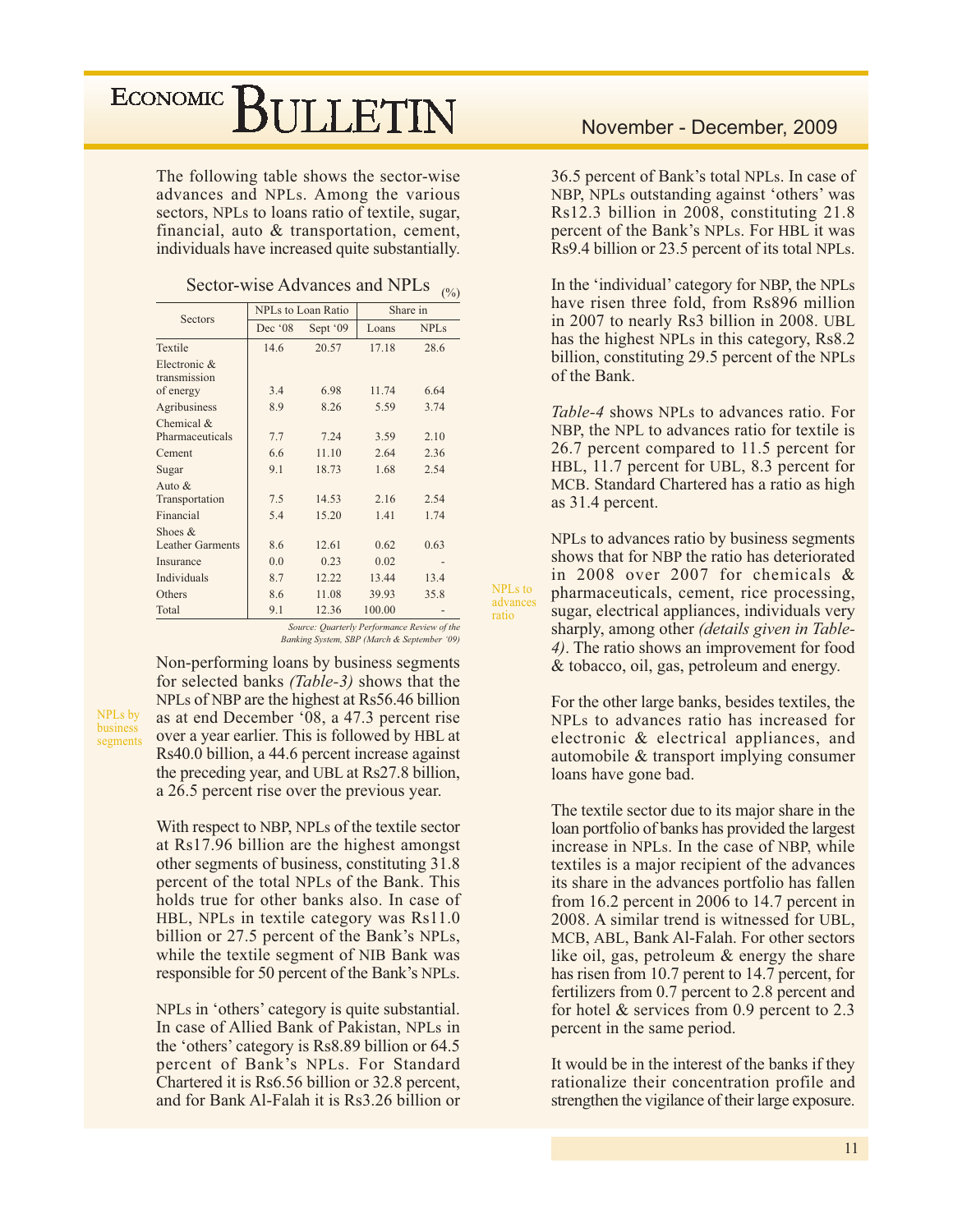The following table shows the sector-wise advances and NPLs. Among the various sectors, NPLs to loans ratio of textile, sugar, financial, auto & transportation, cement, individuals have increased quite substantially.

### Sector-wise Advances and NPLs

(%)

| Sectors | NPLs to Loan Ratio | | Share in | |
|---|---|---|---|---|
| | Dec '08 | Sept '09 | Loans | NPLs |
| Textile | 14.6 | 20.57 | 17.18 | 28.6 |
| Electronic & transmission of energy | 3.4 | 6.98 | 11.74 | 6.64 |
| Agribusiness | 8.9 | 8.26 | 5.59 | 3.74 |
| Chemical & Pharmaceuticals | 7.7 | 7.24 | 3.59 | 2.10 |
| Cement | 6.6 | 11.10 | 2.64 | 2.36 |
| Sugar | 9.1 | 18.73 | 1.68 | 2.54 |
| Auto & Transportation | 7.5 | 14.53 | 2.16 | 2.54 |
| Financial | 5.4 | 15.20 | 1.41 | 1.74 |
| Shoes & Leather Garments | 8.6 | 12.61 | 0.62 | 0.63 |
| Insurance | 0.0 | 0.23 | 0.02 | - |
| Individuals | 8.7 | 12.22 | 13.44 | 13.4 |
| Others | 8.6 | 11.08 | 39.93 | 35.8 |
| Total | 9.1 | 12.36 | 100.00 | - |

*Source: Quarterly Performance Review of the Banking System, SBP (March & September '09)*

**NPLs by business segments**

Non-performing loans by business segments for selected banks *(Table-3)* shows that the NPLs of NBP are the highest at Rs56.46 billion as at end December '08, a 47.3 percent rise over a year earlier. This is followed by HBL at Rs40.0 billion, a 44.6 percent increase against the preceding year, and UBL at Rs27.8 billion, a 26.5 percent rise over the previous year.

With respect to NBP, NPLs of the textile sector at Rs17.96 billion are the highest amongst other segments of business, constituting 31.8 percent of the total NPLs of the Bank. This holds true for other banks also. In case of HBL, NPLs in textile category was Rs11.0 billion or 27.5 percent of the Bank's NPLs, while the textile segment of NIB Bank was responsible for 50 percent of the Bank's NPLs.

NPLs in 'others' category is quite substantial. In case of Allied Bank of Pakistan, NPLs in the 'others' category is Rs8.89 billion or 64.5 percent of Bank's NPLs. For Standard Chartered it is Rs6.56 billion or 32.8 percent, and for Bank Al-Falah it is Rs3.26 billion or 36.5 percent of Bank's total NPLs. In case of NBP, NPLs outstanding against 'others' was Rs12.3 billion in 2008, constituting 21.8 percent of the Bank's NPLs. For HBL it was Rs9.4 billion or 23.5 percent of its total NPLs.

In the 'individual' category for NBP, the NPLs have risen three fold, from Rs896 million in 2007 to nearly Rs3 billion in 2008. UBL has the highest NPLs in this category, Rs8.2 billion, constituting 29.5 percent of the NPLs of the Bank.

*Table-4* shows NPLs to advances ratio. For NBP, the NPL to advances ratio for textile is 26.7 percent compared to 11.5 percent for HBL, 11.7 percent for UBL, 8.3 percent for MCB. Standard Chartered has a ratio as high as 31.4 percent.

**NPLs to advances ratio**

NPLs to advances ratio by business segments shows that for NBP the ratio has deteriorated in 2008 over 2007 for chemicals & pharmaceuticals, cement, rice processing, sugar, electrical appliances, individuals very sharply, among other *(details given in Table-4)*. The ratio shows an improvement for food & tobacco, oil, gas, petroleum and energy.

For the other large banks, besides textiles, the NPLs to advances ratio has increased for electronic & electrical appliances, and automobile & transport implying consumer loans have gone bad.

The textile sector due to its major share in the loan portfolio of banks has provided the largest increase in NPLs. In the case of NBP, while textiles is a major recipient of the advances its share in the advances portfolio has fallen from 16.2 percent in 2006 to 14.7 percent in 2008. A similar trend is witnessed for UBL, MCB, ABL, Bank Al-Falah. For other sectors like oil, gas, petroleum & energy the share has risen from 10.7 perent to 14.7 percent, for fertilizers from 0.7 percent to 2.8 percent and for hotel & services from 0.9 percent to 2.3 percent in the same period.

It would be in the interest of the banks if they rationalize their concentration profile and strengthen the vigilance of their large exposure.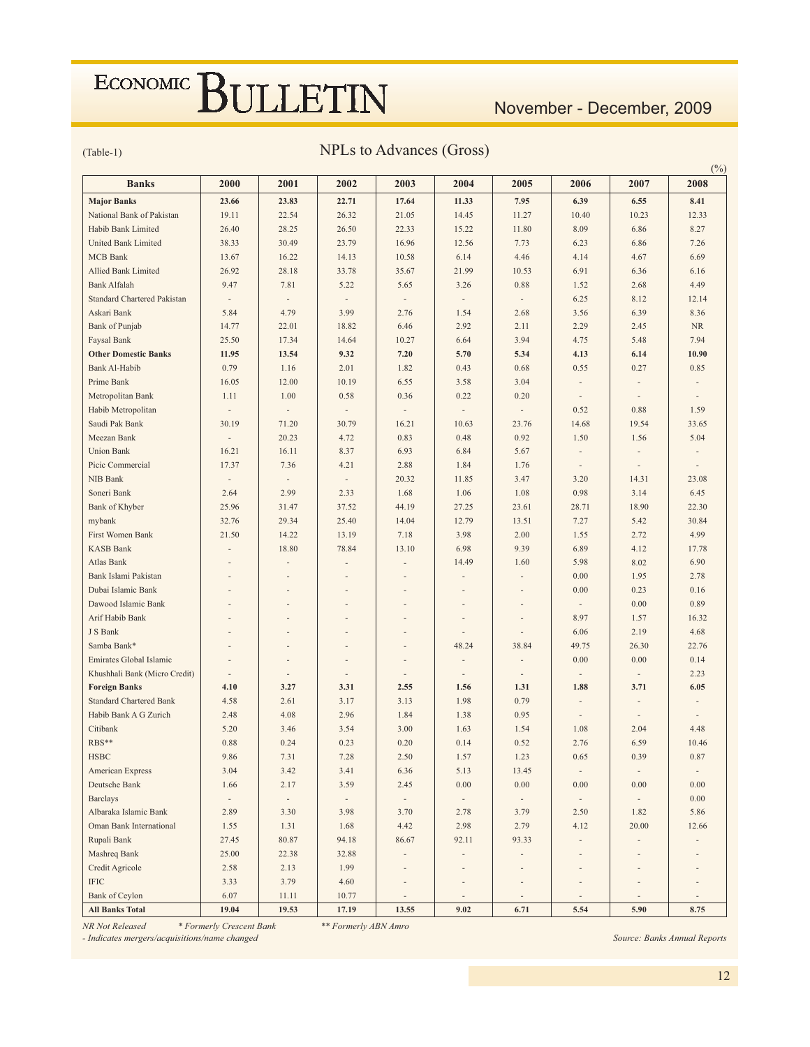(Table-1)

## NPLs to Advances (Gross)

(%)

| Banks | 2000 | 2001 | 2002 | 2003 | 2004 | 2005 | 2006 | 2007 | 2008 |
|---|---|---|---|---|---|---|---|---|---|
| **Major Banks** | **23.66** | **23.83** | **22.71** | **17.64** | **11.33** | **7.95** | **6.39** | **6.55** | **8.41** |
| National Bank of Pakistan | 19.11 | 22.54 | 26.32 | 21.05 | 14.45 | 11.27 | 10.40 | 10.23 | 12.33 |
| Habib Bank Limited | 26.40 | 28.25 | 26.50 | 22.33 | 15.22 | 11.80 | 8.09 | 6.86 | 8.27 |
| United Bank Limited | 38.33 | 30.49 | 23.79 | 16.96 | 12.56 | 7.73 | 6.23 | 6.86 | 7.26 |
| MCB Bank | 13.67 | 16.22 | 14.13 | 10.58 | 6.14 | 4.46 | 4.14 | 4.67 | 6.69 |
| Allied Bank Limited | 26.92 | 28.18 | 33.78 | 35.67 | 21.99 | 10.53 | 6.91 | 6.36 | 6.16 |
| Bank Alfalah | 9.47 | 7.81 | 5.22 | 5.65 | 3.26 | 0.88 | 1.52 | 2.68 | 4.49 |
| Standard Chartered Pakistan | - | - | - | - | - | - | 6.25 | 8.12 | 12.14 |
| Askari Bank | 5.84 | 4.79 | 3.99 | 2.76 | 1.54 | 2.68 | 3.56 | 6.39 | 8.36 |
| Bank of Punjab | 14.77 | 22.01 | 18.82 | 6.46 | 2.92 | 2.11 | 2.29 | 2.45 | NR |
| Faysal Bank | 25.50 | 17.34 | 14.64 | 10.27 | 6.64 | 3.94 | 4.75 | 5.48 | 7.94 |
| **Other Domestic Banks** | **11.95** | **13.54** | **9.32** | **7.20** | **5.70** | **5.34** | **4.13** | **6.14** | **10.90** |
| Bank Al-Habib | 0.79 | 1.16 | 2.01 | 1.82 | 0.43 | 0.68 | 0.55 | 0.27 | 0.85 |
| Prime Bank | 16.05 | 12.00 | 10.19 | 6.55 | 3.58 | 3.04 | - | - | - |
| Metropolitan Bank | 1.11 | 1.00 | 0.58 | 0.36 | 0.22 | 0.20 | - | - | - |
| Habib Metropolitan | - | - | - | - | - | - | 0.52 | 0.88 | 1.59 |
| Saudi Pak Bank | 30.19 | 71.20 | 30.79 | 16.21 | 10.63 | 23.76 | 14.68 | 19.54 | 33.65 |
| Meezan Bank | - | 20.23 | 4.72 | 0.83 | 0.48 | 0.92 | 1.50 | 1.56 | 5.04 |
| Union Bank | 16.21 | 16.11 | 8.37 | 6.93 | 6.84 | 5.67 | - | - | - |
| Picic Commercial | 17.37 | 7.36 | 4.21 | 2.88 | 1.84 | 1.76 | - | - | - |
| NIB Bank | - | - | - | 20.32 | 11.85 | 3.47 | 3.20 | 14.31 | 23.08 |
| Soneri Bank | 2.64 | 2.99 | 2.33 | 1.68 | 1.06 | 1.08 | 0.98 | 3.14 | 6.45 |
| Bank of Khyber | 25.96 | 31.47 | 37.52 | 44.19 | 27.25 | 23.61 | 28.71 | 18.90 | 22.30 |
| mybank | 32.76 | 29.34 | 25.40 | 14.04 | 12.79 | 13.51 | 7.27 | 5.42 | 30.84 |
| First Women Bank | 21.50 | 14.22 | 13.19 | 7.18 | 3.98 | 2.00 | 1.55 | 2.72 | 4.99 |
| KASB Bank | - | 18.80 | 78.84 | 13.10 | 6.98 | 9.39 | 6.89 | 4.12 | 17.78 |
| Atlas Bank | - | - | - | - | 14.49 | 1.60 | 5.98 | 8.02 | 6.90 |
| Bank Islami Pakistan | - | - | - | - | - | - | 0.00 | 1.95 | 2.78 |
| Dubai Islamic Bank | - | - | - | - | - | - | 0.00 | 0.23 | 0.16 |
| Dawood Islamic Bank | - | - | - | - | - | - | - | 0.00 | 0.89 |
| Arif Habib Bank | - | - | - | - | - | - | 8.97 | 1.57 | 16.32 |
| J S Bank | - | - | - | - | - | - | 6.06 | 2.19 | 4.68 |
| Samba Bank* | - | - | - | - | 48.24 | 38.84 | 49.75 | 26.30 | 22.76 |
| Emirates Global Islamic | - | - | - | - | - | - | 0.00 | 0.00 | 0.14 |
| Khushhali Bank (Micro Credit) | - | - | - | - | - | - | - | - | 2.23 |
| **Foreign Banks** | **4.10** | **3.27** | **3.31** | **2.55** | **1.56** | **1.31** | **1.88** | **3.71** | **6.05** |
| Standard Chartered Bank | 4.58 | 2.61 | 3.17 | 3.13 | 1.98 | 0.79 | - | - | - |
| Habib Bank A G Zurich | 2.48 | 4.08 | 2.96 | 1.84 | 1.38 | 0.95 | - | - | - |
| Citibank | 5.20 | 3.46 | 3.54 | 3.00 | 1.63 | 1.54 | 1.08 | 2.04 | 4.48 |
| RBS** | 0.88 | 0.24 | 0.23 | 0.20 | 0.14 | 0.52 | 2.76 | 6.59 | 10.46 |
| HSBC | 9.86 | 7.31 | 7.28 | 2.50 | 1.57 | 1.23 | 0.65 | 0.39 | 0.87 |
| American Express | 3.04 | 3.42 | 3.41 | 6.36 | 5.13 | 13.45 | - | - | - |
| Deutsche Bank | 1.66 | 2.17 | 3.59 | 2.45 | 0.00 | 0.00 | 0.00 | 0.00 | 0.00 |
| Barclays | - | - | - | - | - | - | - | - | 0.00 |
| Albaraka Islamic Bank | 2.89 | 3.30 | 3.98 | 3.70 | 2.78 | 3.79 | 2.50 | 1.82 | 5.86 |
| Oman Bank International | 1.55 | 1.31 | 1.68 | 4.42 | 2.98 | 2.79 | 4.12 | 20.00 | 12.66 |
| Rupali Bank | 27.45 | 80.87 | 94.18 | 86.67 | 92.11 | 93.33 | - | - | - |
| Mashreq Bank | 25.00 | 22.38 | 32.88 | - | - | - | - | - | - |
| Credit Agricole | 2.58 | 2.13 | 1.99 | - | - | - | - | - | - |
| IFIC | 3.33 | 3.79 | 4.60 | - | - | - | - | - | - |
| Bank of Ceylon | 6.07 | 11.11 | 10.77 | - | - | - | - | - | - |
| **All Banks Total** | **19.04** | **19.53** | **17.19** | **13.55** | **9.02** | **6.71** | **5.54** | **5.90** | **8.75** |

*NR Not Released* *\* Formerly Crescent Bank* *\*\* Formerly ABN Amro*

*- Indicates mergers/acquisitions/name changed*

*Source: Banks Annual Reports*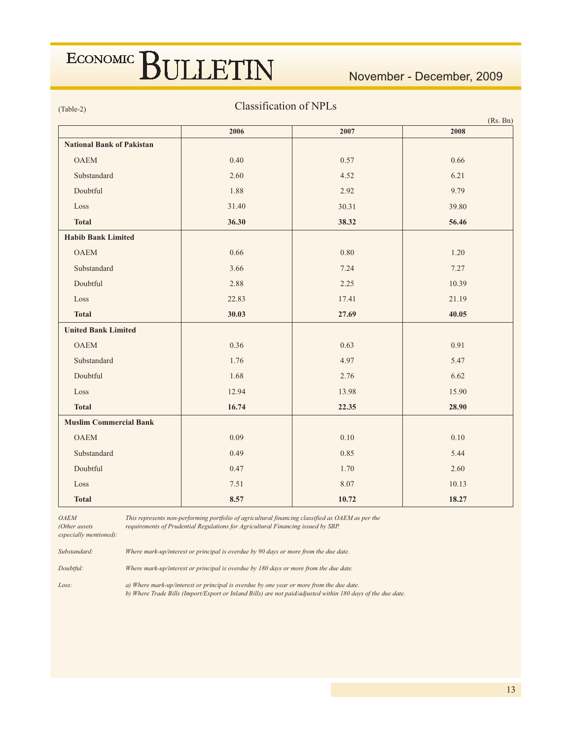(Table-2)

## Classification of NPLs

(Rs. Bn)

| | 2006 | 2007 | 2008 |
|---|---|---|---|
| **National Bank of Pakistan** | | | |
| OAEM | 0.40 | 0.57 | 0.66 |
| Substandard | 2.60 | 4.52 | 6.21 |
| Doubtful | 1.88 | 2.92 | 9.79 |
| Loss | 31.40 | 30.31 | 39.80 |
| **Total** | **36.30** | **38.32** | **56.46** |
| **Habib Bank Limited** | | | |
| OAEM | 0.66 | 0.80 | 1.20 |
| Substandard | 3.66 | 7.24 | 7.27 |
| Doubtful | 2.88 | 2.25 | 10.39 |
| Loss | 22.83 | 17.41 | 21.19 |
| **Total** | **30.03** | **27.69** | **40.05** |
| **United Bank Limited** | | | |
| OAEM | 0.36 | 0.63 | 0.91 |
| Substandard | 1.76 | 4.97 | 5.47 |
| Doubtful | 1.68 | 2.76 | 6.62 |
| Loss | 12.94 | 13.98 | 15.90 |
| **Total** | **16.74** | **22.35** | **28.90** |
| **Muslim Commercial Bank** | | | |
| OAEM | 0.09 | 0.10 | 0.10 |
| Substandard | 0.49 | 0.85 | 5.44 |
| Doubtful | 0.47 | 1.70 | 2.60 |
| Loss | 7.51 | 8.07 | 10.13 |
| **Total** | **8.57** | **10.72** | **18.27** |

*OAEM (Other assets especially mentioned):* *This represents non-performing portfolio of agricultural financing classified as OAEM as per the requirements of Prudential Regulations for Agricultural Financing issued by SBP.*

*Substandard:* *Where mark-up/interest or principal is overdue by 90 days or more from the due date.*

*Doubtful:* *Where mark-up/interest or principal is overdue by 180 days or more from the due date.*

*Loss:* *a) Where mark-up/interest or principal is overdue by one year or more from the due date.*
*b) Where Trade Bills (Import/Export or Inland Bills) are not paid/adjusted within 180 days of the due date.*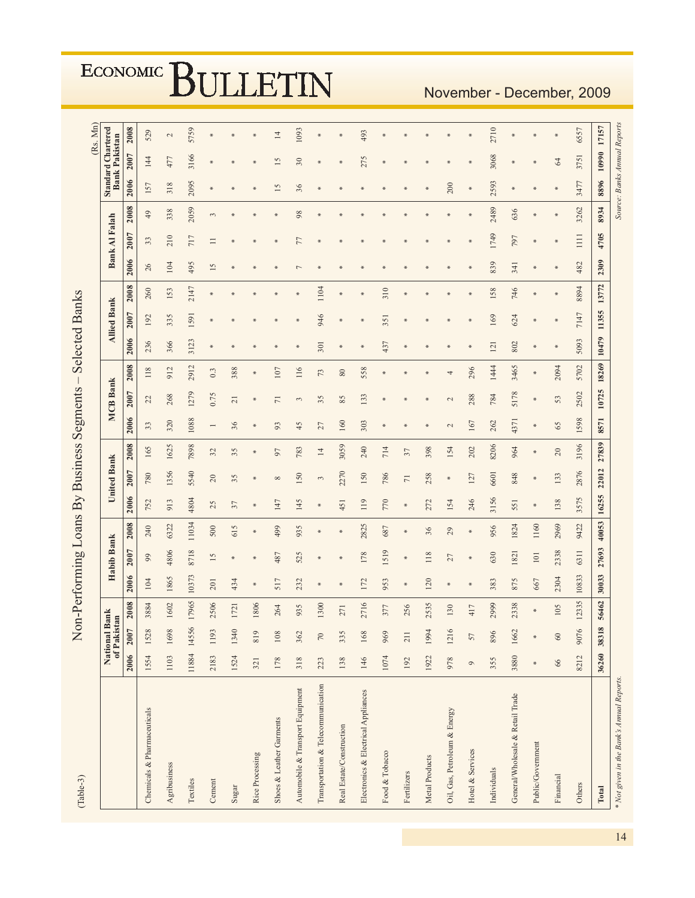(Table-3)

# Non-Performing Loans By Business Segments – Selected Banks

(Rs. Mn)

| | National Bank of Pakistan | | | Habib Bank | | | United Bank | | | MCB Bank | | | Allied Bank | | | Bank Al Falah | | | Standard Chartered Bank Pakistan | | |
|---|---|---|---|---|---|---|---|---|---|---|---|---|---|---|---|---|---|---|---|---|---|
| | 2006 | 2007 | 2008 | 2006 | 2007 | 2008 | 2006 | 2007 | 2008 | 2006 | 2007 | 2008 | 2006 | 2007 | 2008 | 2006 | 2007 | 2008 | 2006 | 2007 | 2008 |
| Chemicals & Pharmaceuticals | 1554 | 1528 | 3884 | 104 | 99 | 240 | 752 | 780 | 165 | 33 | 22 | 118 | 236 | 192 | 260 | 26 | 33 | 49 | 157 | 144 | 529 |
| Agribusiness | 1103 | 1698 | 1602 | 1865 | 4806 | 6322 | 913 | 1356 | 1625 | 320 | 268 | 912 | 366 | 335 | 153 | 104 | 210 | 338 | 318 | 477 | 2 |
| Textiles | 11884 | 14556 | 17965 | 10373 | 8718 | 11034 | 4804 | 5540 | 7898 | 1088 | 1279 | 2912 | 3123 | 1591 | 2147 | 495 | 717 | 2059 | 2095 | 3166 | 5759 |
| Cement | 2183 | 1193 | 2506 | 201 | 15 | 500 | 25 | 20 | 32 | 1 | 0.75 | 0.3 | * | * | * | 15 | 11 | 3 | * | * | * |
| Sugar | 1524 | 1340 | 1721 | 434 | * | 615 | 37 | 35 | 35 | 36 | 21 | 388 | * | * | * | * | * | * | * | * | * |
| Rice Processing | 321 | 819 | 1806 | * | * | * | * | * | * | * | * | * | * | * | * | * | * | * | * | * | * |
| Shoes & Leather Garments | 178 | 108 | 264 | 517 | 487 | 499 | 147 | 8 | 97 | 93 | 71 | 107 | * | * | * | * | * | * | 15 | 15 | 14 |
| Automobile & Transport Equipment | 318 | 362 | 935 | 232 | 525 | 935 | 145 | 150 | 783 | 45 | 3 | 116 | * | * | * | 7 | 77 | 98 | 36 | 30 | 1093 |
| Transportation & Telecommunication | 223 | 70 | 1300 | * | * | * | * | 3 | 14 | 27 | 35 | 73 | 301 | 946 | 1104 | * | * | * | * | * | * |
| Real Estate/Construction | 138 | 335 | 271 | * | * | * | 451 | 2270 | 3059 | 160 | 85 | 80 | * | * | * | * | * | * | * | * | * |
| Electronics & Electrical Appliances | 146 | 168 | 2716 | 172 | 178 | 2825 | 119 | 150 | 240 | 303 | 133 | 558 | * | * | * | * | * | * | * | 275 | 493 |
| Food & Tobacco | 1074 | 969 | 377 | 953 | 1519 | 687 | 770 | 786 | 714 | * | * | * | 437 | 351 | 310 | * | * | * | * | * | * |
| Fertilizers | 192 | 211 | 256 | * | * | * | * | 71 | 37 | * | * | * | * | * | * | * | * | * | * | * | * |
| Metal Products | 1922 | 1994 | 2535 | 120 | 118 | 36 | 272 | 258 | 398 | * | * | * | * | * | * | * | * | * | * | * | * |
| Oil, Gas, Petroleum & Energy | 978 | 1216 | 130 | * | 27 | 29 | 154 | * | 154 | 2 | 2 | 4 | * | * | * | * | * | * | 200 | * | * |
| Hotel & Services | 9 | 57 | 417 | * | * | * | 246 | 127 | 202 | 167 | 288 | 296 | * | * | * | * | * | * | * | * | * |
| Individuals | 355 | 896 | 2999 | 383 | 630 | 956 | 3156 | 6601 | 8206 | 262 | 784 | 1444 | 121 | 169 | 158 | 839 | 1749 | 2489 | 2593 | 3068 | 2710 |
| General/Wholesale & Retail Trade | 3880 | 1662 | 2338 | 875 | 1821 | 1824 | 551 | 848 | 964 | 4371 | 5178 | 3465 | 802 | 624 | 746 | 341 | 797 | 636 | * | * | * |
| Public/Government | * | * | * | 667 | 101 | 1160 | * | * | * | * | * | * | * | * | * | * | * | * | * | * | * |
| Financial | 66 | 60 | 105 | 2304 | 2338 | 2969 | 138 | 133 | 20 | 65 | 53 | 2094 | * | * | * | * | * | * | * | 64 | * |
| Others | 8212 | 9076 | 12335 | 10833 | 6311 | 9422 | 3575 | 2876 | 3196 | 1598 | 2502 | 5702 | 5093 | 7147 | 8894 | 482 | 1111 | 3262 | 3477 | 3751 | 6557 |
| **Total** | **36260** | **38318** | **56462** | **30033** | **27693** | **40053** | **16255** | **22012** | **27839** | **8571** | **10725** | **18269** | **10479** | **11355** | **13772** | **2309** | **4705** | **8934** | **8896** | **10990** | **17157** |

*\* Not given in the Bank's Annual Reports.*

*Source: Banks Annual Reports*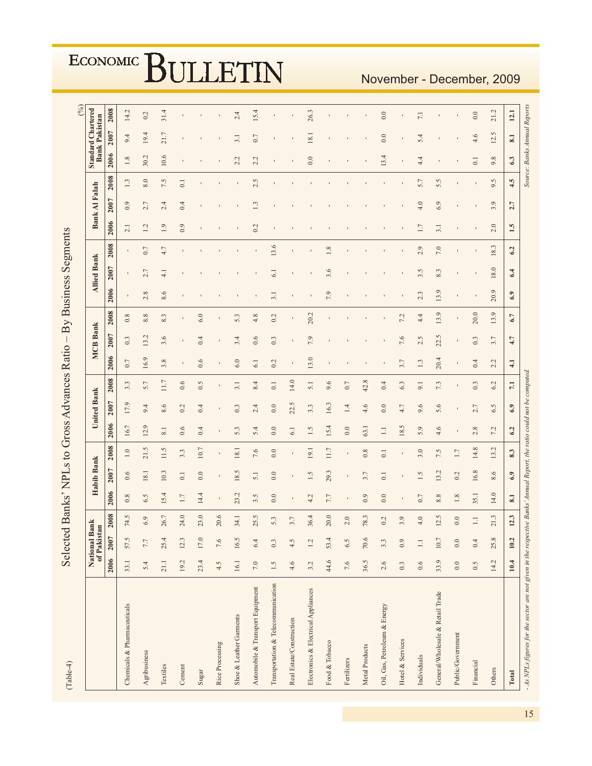(Table-4)

## Selected Banks' NPLs to Gross Advances Ratio – By Business Segments

(%)

| | National Bank of Pakistan | | | Habib Bank | | | United Bank | | | MCB Bank | | | Allied Bank | | | Bank Al Falah | | | Standard Chartered Bank Pakistan | | |
|---|---|---|---|---|---|---|---|---|---|---|---|---|---|---|---|---|---|---|---|---|---|
| | 2006 | 2007 | 2008 | 2006 | 2007 | 2008 | 2006 | 2007 | 2008 | 2006 | 2007 | 2008 | 2006 | 2007 | 2008 | 2006 | 2007 | 2008 | 2006 | 2007 | 2008 |
| Chemicals & Pharmaceuticals | 33.1 | 57.5 | 74.5 | 0.8 | 0.6 | 1.0 | 16.7 | 17.9 | 3.3 | 0.7 | 0.3 | 0.8 | - | - | - | 2.1 | 0.9 | 1.3 | 1.8 | 9.4 | 14.2 |
| Agribusiness | 5.4 | 7.7 | 6.9 | 6.5 | 18.1 | 21.5 | 12.9 | 9.4 | 5.7 | 16.9 | 13.2 | 8.8 | 2.8 | 2.7 | 0.7 | 1.2 | 2.7 | 8.0 | 30.2 | 19.4 | 0.2 |
| Textiles | 21.1 | 25.4 | 26.7 | 15.4 | 10.3 | 11.5 | 8.1 | 8.6 | 11.7 | 3.8 | 3.6 | 8.3 | 8.6 | 4.1 | 4.7 | 1.9 | 2.4 | 7.5 | 10.6 | 21.7 | 31.4 |
| Cement | 19.2 | 12.3 | 24.0 | 1.7 | 0.1 | 3.3 | 0.6 | 0.2 | 0.6 | - | - | - | - | - | - | 0.9 | 0.4 | 0.1 | - | - | - |
| Sugar | 23.4 | 17.0 | 23.0 | 14.4 | 0.0 | 10.7 | 0.4 | 0.4 | 0.5 | 0.6 | 0.4 | 6.0 | - | - | - | - | - | - | - | - | - |
| Rice Processing | 4.5 | 7.6 | 20.6 | - | - | - | - | - | - | - | - | - | - | - | - | - | - | - | - | - | - |
| Shoe & Leather Garments | 16.1 | 16.5 | 34.1 | 23.2 | 18.5 | 18.1 | 5.3 | 0.3 | 3.1 | 6.0 | 3.4 | 5.3 | - | - | - | - | - | - | 2.2 | 3.1 | 2.4 |
| Automobile & Transport Equipment | 7.0 | 6.4 | 25.5 | 3.5 | 5.1 | 7.6 | 5.4 | 2.4 | 8.4 | 6.1 | 0.6 | 4.8 | - | - | - | 0.2 | 1.3 | 2.5 | 2.2 | 0.7 | 15.4 |
| Transportation & Telecommunication | 1.5 | 0.3 | 5.3 | 0.0 | 0.0 | 0.0 | 0.0 | 0.0 | 0.1 | 0.2 | 0.3 | 0.2 | 3.1 | 6.1 | 13.6 | - | - | - | - | - | - |
| Real Estate/Construction | 4.6 | 4.5 | 3.7 | - | - | - | 6.1 | 22.5 | 14.0 | - | - | - | - | - | - | - | - | - | - | - | - |
| Electronics & Electrical Appliances | 3.2 | 1.2 | 36.4 | 4.2 | 1.5 | 19.1 | 1.5 | 3.3 | 5.1 | 13.0 | 7.9 | 20.2 | - | - | - | - | - | - | 0.0 | 18.1 | 26.3 |
| Food & Tobacco | 44.6 | 53.4 | 20.0 | 7.7 | 29.3 | 11.7 | 15.4 | 16.3 | 9.6 | - | - | - | 7.9 | 3.6 | 1.8 | - | - | - | - | - | - |
| Fertilizers | 7.6 | 6.5 | 2.0 | - | - | - | 0.0 | 1.4 | 0.7 | - | - | - | - | - | - | - | - | - | - | - | - |
| Metal Products | 36.5 | 70.6 | 78.3 | 0.9 | 3.7 | 0.8 | 63.1 | 4.6 | 42.8 | - | - | - | - | - | - | - | - | - | - | - | - |
| Oil, Gas, Petroleum & Energy | 2.6 | 3.3 | 0.2 | 0.0 | 0.1 | 0.1 | 1.1 | 0.0 | 0.4 | - | - | - | - | - | - | - | - | - | 13.4 | 0.0 | 0.0 |
| Hotel & Services | 0.3 | 0.9 | 3.9 | - | - | - | 18.5 | 4.7 | 6.3 | 3.7 | 7.6 | 7.2 | - | - | - | - | - | - | - | - | - |
| Individuals | 0.6 | 1.1 | 4.0 | 0.7 | 1.5 | 3.0 | 5.9 | 9.6 | 9.1 | 1.3 | 2.5 | 4.4 | 2.3 | 3.5 | 2.9 | 1.7 | 4.0 | 5.7 | 4.4 | 5.4 | 7.1 |
| General/Wholesale & Retail Trade | 33.9 | 10.7 | 12.5 | 8.8 | 13.2 | 7.5 | 4.6 | 5.6 | 7.3 | 20.4 | 22.5 | 13.9 | 13.9 | 8.3 | 7.0 | 3.1 | 6.9 | 5.5 | - | - | - |
| Public/Government | 0.0 | 0.0 | 0.0 | 1.8 | 0.2 | 1.7 | - | - | - | - | - | - | - | - | - | - | - | - | - | - | - |
| Financial | 0.5 | 0.4 | 1.1 | 35.1 | 16.8 | 14.8 | 2.8 | 2.7 | 0.3 | 0.4 | 0.3 | 20.0 | - | - | - | - | - | - | 0.1 | 4.6 | 0.0 |
| Others | 14.2 | 25.8 | 21.3 | 14.0 | 8.6 | 13.2 | 7.2 | 6.5 | 6.2 | 2.2 | 3.7 | 13.9 | 20.9 | 18.0 | 18.3 | 2.0 | 3.9 | 9.5 | 9.8 | 12.5 | 21.2 |
| **Total** | **10.4** | **10.2** | **12.3** | **8.1** | **6.9** | **8.3** | **6.2** | **6.9** | **7.1** | **4.1** | **4.7** | **6.7** | **6.9** | **6.4** | **6.2** | **1.5** | **2.7** | **4.5** | **6.3** | **8.1** | **12.1** |

*- As NPLs figures for the sector are not given in the respective Banks' Annual Report, the ratio could not be computed.*

*Source: Banks Annual Reports*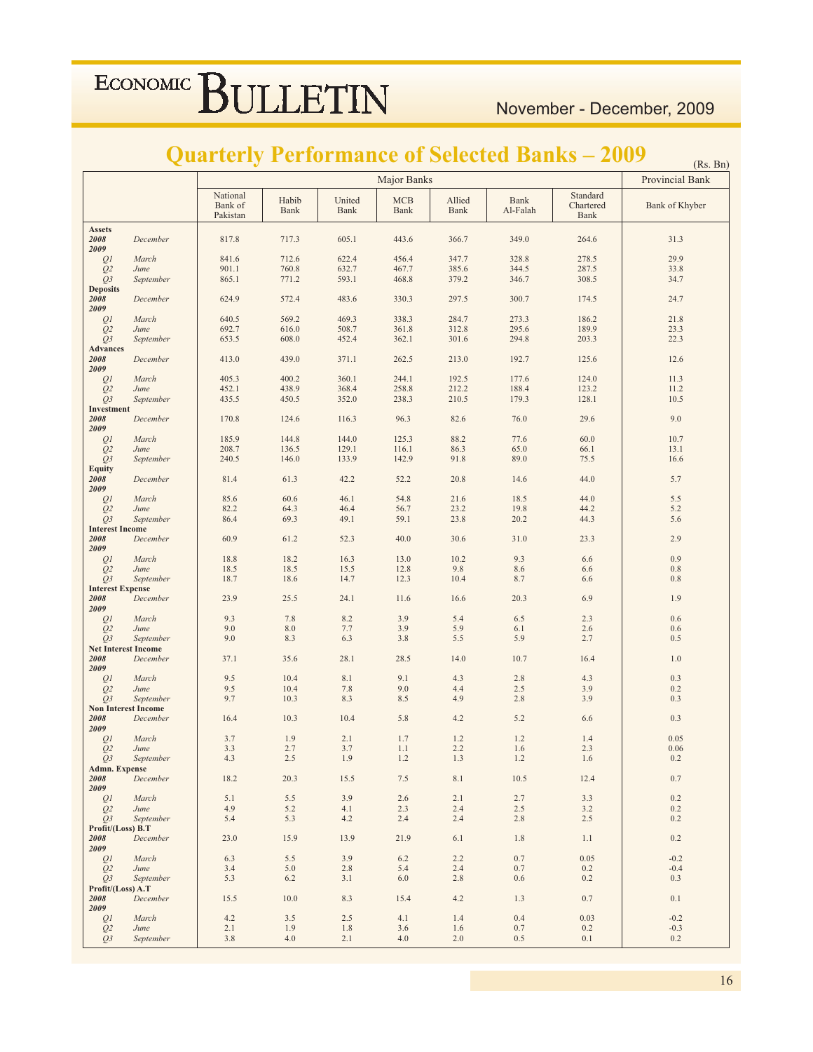# Quarterly Performance of Selected Banks – 2009

(Rs. Bn)

| | | Major Banks | | | | | | | Provincial Bank |
|---|---|---|---|---|---|---|---|---|---|
| | | National Bank of Pakistan | Habib Bank | United Bank | MCB Bank | Allied Bank | Bank Al-Falah | Standard Chartered Bank | Bank of Khyber |
| **Assets** | | | | | | | | | |
| **2008** | *December* | 817.8 | 717.3 | 605.1 | 443.6 | 366.7 | 349.0 | 264.6 | 31.3 |
| **2009** | | | | | | | | | |
| *Q1* | *March* | 841.6 | 712.6 | 622.4 | 456.4 | 347.7 | 328.8 | 278.5 | 29.9 |
| *Q2* | *June* | 901.1 | 760.8 | 632.7 | 467.7 | 385.6 | 344.5 | 287.5 | 33.8 |
| *Q3* | *September* | 865.1 | 771.2 | 593.1 | 468.8 | 379.2 | 346.7 | 308.5 | 34.7 |
| **Deposits** | | | | | | | | | |
| **2008** | *December* | 624.9 | 572.4 | 483.6 | 330.3 | 297.5 | 300.7 | 174.5 | 24.7 |
| **2009** | | | | | | | | | |
| *Q1* | *March* | 640.5 | 569.2 | 469.3 | 338.3 | 284.7 | 273.3 | 186.2 | 21.8 |
| *Q2* | *June* | 692.7 | 616.0 | 508.7 | 361.8 | 312.8 | 295.6 | 189.9 | 23.3 |
| *Q3* | *September* | 653.5 | 608.0 | 452.4 | 362.1 | 301.6 | 294.8 | 203.3 | 22.3 |
| **Advances** | | | | | | | | | |
| **2008** | *December* | 413.0 | 439.0 | 371.1 | 262.5 | 213.0 | 192.7 | 125.6 | 12.6 |
| **2009** | | | | | | | | | |
| *Q1* | *March* | 405.3 | 400.2 | 360.1 | 244.1 | 192.5 | 177.6 | 124.0 | 11.3 |
| *Q2* | *June* | 452.1 | 438.9 | 368.4 | 258.8 | 212.2 | 188.4 | 123.2 | 11.2 |
| *Q3* | *September* | 435.5 | 450.5 | 352.0 | 238.3 | 210.5 | 179.3 | 128.1 | 10.5 |
| **Investment** | | | | | | | | | |
| **2008** | *December* | 170.8 | 124.6 | 116.3 | 96.3 | 82.6 | 76.0 | 29.6 | 9.0 |
| **2009** | | | | | | | | | |
| *Q1* | *March* | 185.9 | 144.8 | 144.0 | 125.3 | 88.2 | 77.6 | 60.0 | 10.7 |
| *Q2* | *June* | 208.7 | 136.5 | 129.1 | 116.1 | 86.3 | 65.0 | 66.1 | 13.1 |
| *Q3* | *September* | 240.5 | 146.0 | 133.9 | 142.9 | 91.8 | 89.0 | 75.5 | 16.6 |
| **Equity** | | | | | | | | | |
| **2008** | *December* | 81.4 | 61.3 | 42.2 | 52.2 | 20.8 | 14.6 | 44.0 | 5.7 |
| **2009** | | | | | | | | | |
| *Q1* | *March* | 85.6 | 60.6 | 46.1 | 54.8 | 21.6 | 18.5 | 44.0 | 5.5 |
| *Q2* | *June* | 82.2 | 64.3 | 46.4 | 56.7 | 23.2 | 19.8 | 44.2 | 5.2 |
| *Q3* | *September* | 86.4 | 69.3 | 49.1 | 59.1 | 23.8 | 20.2 | 44.3 | 5.6 |
| **Interest Income** | | | | | | | | | |
| **2008** | *December* | 60.9 | 61.2 | 52.3 | 40.0 | 30.6 | 31.0 | 23.3 | 2.9 |
| **2009** | | | | | | | | | |
| *Q1* | *March* | 18.8 | 18.2 | 16.3 | 13.0 | 10.2 | 9.3 | 6.6 | 0.9 |
| *Q2* | *June* | 18.5 | 18.5 | 15.5 | 12.8 | 9.8 | 8.6 | 6.6 | 0.8 |
| *Q3* | *September* | 18.7 | 18.6 | 14.7 | 12.3 | 10.4 | 8.7 | 6.6 | 0.8 |
| **Interest Expense** | | | | | | | | | |
| **2008** | *December* | 23.9 | 25.5 | 24.1 | 11.6 | 16.6 | 20.3 | 6.9 | 1.9 |
| **2009** | | | | | | | | | |
| *Q1* | *March* | 9.3 | 7.8 | 8.2 | 3.9 | 5.4 | 6.5 | 2.3 | 0.6 |
| *Q2* | *June* | 9.0 | 8.0 | 7.7 | 3.9 | 5.9 | 6.1 | 2.6 | 0.6 |
| *Q3* | *September* | 9.0 | 8.3 | 6.3 | 3.8 | 5.5 | 5.9 | 2.7 | 0.5 |
| **Net Interest Income** | | | | | | | | | |
| **2008** | *December* | 37.1 | 35.6 | 28.1 | 28.5 | 14.0 | 10.7 | 16.4 | 1.0 |
| **2009** | | | | | | | | | |
| *Q1* | *March* | 9.5 | 10.4 | 8.1 | 9.1 | 4.3 | 2.8 | 4.3 | 0.3 |
| *Q2* | *June* | 9.5 | 10.4 | 7.8 | 9.0 | 4.4 | 2.5 | 3.9 | 0.2 |
| *Q3* | *September* | 9.7 | 10.3 | 8.3 | 8.5 | 4.9 | 2.8 | 3.9 | 0.3 |
| **Non Interest Income** | | | | | | | | | |
| **2008** | *December* | 16.4 | 10.3 | 10.4 | 5.8 | 4.2 | 5.2 | 6.6 | 0.3 |
| **2009** | | | | | | | | | |
| *Q1* | *March* | 3.7 | 1.9 | 2.1 | 1.7 | 1.2 | 1.2 | 1.4 | 0.05 |
| *Q2* | *June* | 3.3 | 2.7 | 3.7 | 1.1 | 2.2 | 1.6 | 2.3 | 0.06 |
| *Q3* | *September* | 4.3 | 2.5 | 1.9 | 1.2 | 1.3 | 1.2 | 1.6 | 0.2 |
| **Admn. Expense** | | | | | | | | | |
| **2008** | *December* | 18.2 | 20.3 | 15.5 | 7.5 | 8.1 | 10.5 | 12.4 | 0.7 |
| **2009** | | | | | | | | | |
| *Q1* | *March* | 5.1 | 5.5 | 3.9 | 2.6 | 2.1 | 2.7 | 3.3 | 0.2 |
| *Q2* | *June* | 4.9 | 5.2 | 4.1 | 2.3 | 2.4 | 2.5 | 3.2 | 0.2 |
| *Q3* | *September* | 5.4 | 5.3 | 4.2 | 2.4 | 2.4 | 2.8 | 2.5 | 0.2 |
| **Profit/(Loss) B.T** | | | | | | | | | |
| **2008** | *December* | 23.0 | 15.9 | 13.9 | 21.9 | 6.1 | 1.8 | 1.1 | 0.2 |
| **2009** | | | | | | | | | |
| *Q1* | *March* | 6.3 | 5.5 | 3.9 | 6.2 | 2.2 | 0.7 | 0.05 | -0.2 |
| *Q2* | *June* | 3.4 | 5.0 | 2.8 | 5.4 | 2.4 | 0.7 | 0.2 | -0.4 |
| *Q3* | *September* | 5.3 | 6.2 | 3.1 | 6.0 | 2.8 | 0.6 | 0.2 | 0.3 |
| **Profit/(Loss) A.T** | | | | | | | | | |
| **2008** | *December* | 15.5 | 10.0 | 8.3 | 15.4 | 4.2 | 1.3 | 0.7 | 0.1 |
| **2009** | | | | | | | | | |
| *Q1* | *March* | 4.2 | 3.5 | 2.5 | 4.1 | 1.4 | 0.4 | 0.03 | -0.2 |
| *Q2* | *June* | 2.1 | 1.9 | 1.8 | 3.6 | 1.6 | 0.7 | 0.2 | -0.3 |
| *Q3* | *September* | 3.8 | 4.0 | 2.1 | 4.0 | 2.0 | 0.5 | 0.1 | 0.2 |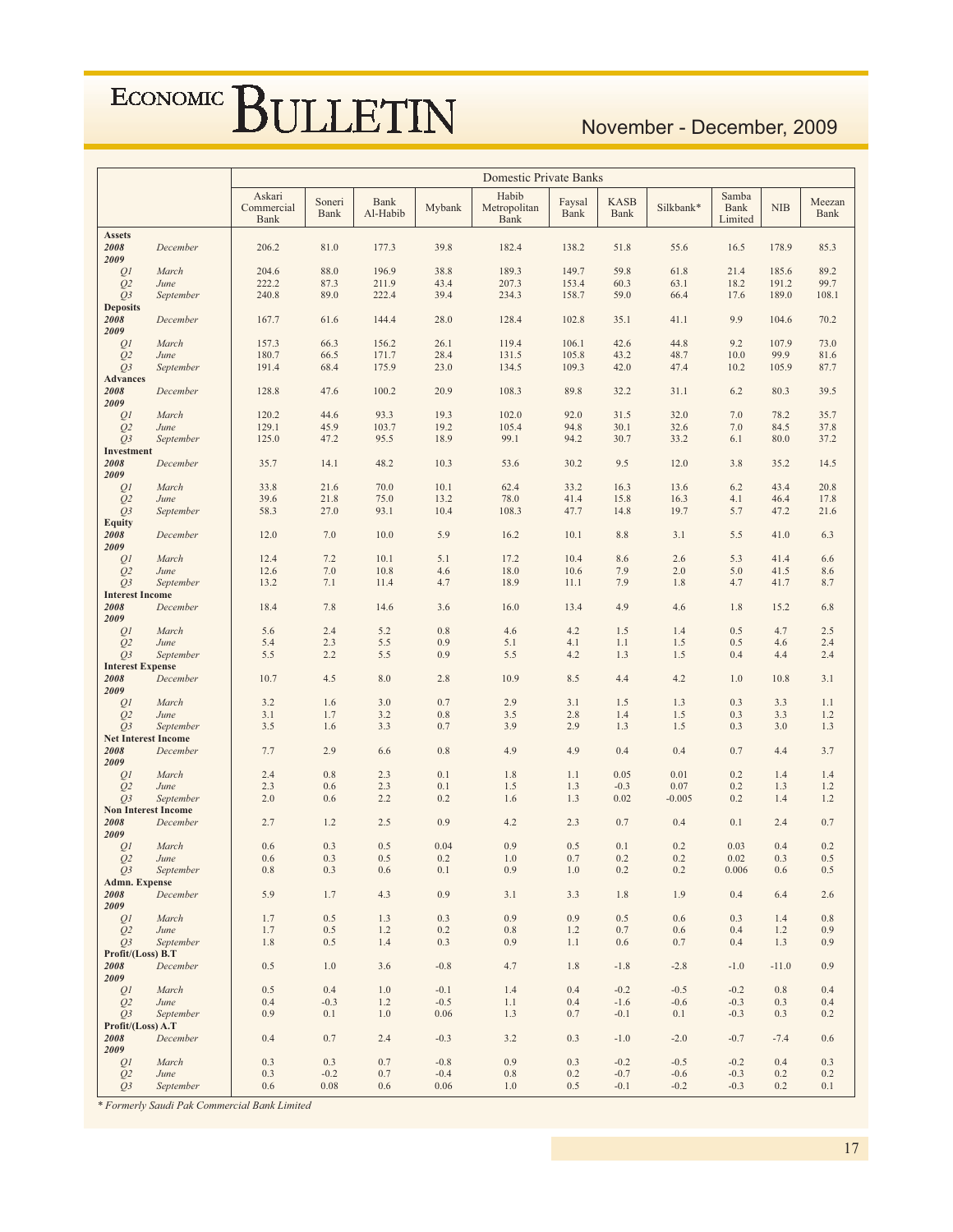| | | Domestic Private Banks | | | | | | | | | | |
|---|---|---|---|---|---|---|---|---|---|---|---|---|
| | | Askari Commercial Bank | Soneri Bank | Bank Al-Habib | Mybank | Habib Metropolitan Bank | Faysal Bank | KASB Bank | Silkbank* | Samba Bank Limited | NIB | Meezan Bank |
| **Assets** | | | | | | | | | | | | |
| ***2008*** | *December* | 206.2 | 81.0 | 177.3 | 39.8 | 182.4 | 138.2 | 51.8 | 55.6 | 16.5 | 178.9 | 85.3 |
| ***2009*** | | | | | | | | | | | | |
| *Q1* | *March* | 204.6 | 88.0 | 196.9 | 38.8 | 189.3 | 149.7 | 59.8 | 61.8 | 21.4 | 185.6 | 89.2 |
| *Q2* | *June* | 222.2 | 87.3 | 211.9 | 43.4 | 207.3 | 153.4 | 60.3 | 63.1 | 18.2 | 191.2 | 99.7 |
| *Q3* | *September* | 240.8 | 89.0 | 222.4 | 39.4 | 234.3 | 158.7 | 59.0 | 66.4 | 17.6 | 189.0 | 108.1 |
| **Deposits** | | | | | | | | | | | | |
| ***2008*** | *December* | 167.7 | 61.6 | 144.4 | 28.0 | 128.4 | 102.8 | 35.1 | 41.1 | 9.9 | 104.6 | 70.2 |
| ***2009*** | | | | | | | | | | | | |
| *Q1* | *March* | 157.3 | 66.3 | 156.2 | 26.1 | 119.4 | 106.1 | 42.6 | 44.8 | 9.2 | 107.9 | 73.0 |
| *Q2* | *June* | 180.7 | 66.5 | 171.7 | 28.4 | 131.5 | 105.8 | 43.2 | 48.7 | 10.0 | 99.9 | 81.6 |
| *Q3* | *September* | 191.4 | 68.4 | 175.9 | 23.0 | 134.5 | 109.3 | 42.0 | 47.4 | 10.2 | 105.9 | 87.7 |
| **Advances** | | | | | | | | | | | | |
| ***2008*** | *December* | 128.8 | 47.6 | 100.2 | 20.9 | 108.3 | 89.8 | 32.2 | 31.1 | 6.2 | 80.3 | 39.5 |
| ***2009*** | | | | | | | | | | | | |
| *Q1* | *March* | 120.2 | 44.6 | 93.3 | 19.3 | 102.0 | 92.0 | 31.5 | 32.0 | 7.0 | 78.2 | 35.7 |
| *Q2* | *June* | 129.1 | 45.9 | 103.7 | 19.2 | 105.4 | 94.8 | 30.1 | 32.6 | 7.0 | 84.5 | 37.8 |
| *Q3* | *September* | 125.0 | 47.2 | 95.5 | 18.9 | 99.1 | 94.2 | 30.7 | 33.2 | 6.1 | 80.0 | 37.2 |
| **Investment** | | | | | | | | | | | | |
| ***2008*** | *December* | 35.7 | 14.1 | 48.2 | 10.3 | 53.6 | 30.2 | 9.5 | 12.0 | 3.8 | 35.2 | 14.5 |
| ***2009*** | | | | | | | | | | | | |
| *Q1* | *March* | 33.8 | 21.6 | 70.0 | 10.1 | 62.4 | 33.2 | 16.3 | 13.6 | 6.2 | 43.4 | 20.8 |
| *Q2* | *June* | 39.6 | 21.8 | 75.0 | 13.2 | 78.0 | 41.4 | 15.8 | 16.3 | 4.1 | 46.4 | 17.8 |
| *Q3* | *September* | 58.3 | 27.0 | 93.1 | 10.4 | 108.3 | 47.7 | 14.8 | 19.7 | 5.7 | 47.2 | 21.6 |
| **Equity** | | | | | | | | | | | | |
| ***2008*** | *December* | 12.0 | 7.0 | 10.0 | 5.9 | 16.2 | 10.1 | 8.8 | 3.1 | 5.5 | 41.0 | 6.3 |
| ***2009*** | | | | | | | | | | | | |
| *Q1* | *March* | 12.4 | 7.2 | 10.1 | 5.1 | 17.2 | 10.4 | 8.6 | 2.6 | 5.3 | 41.4 | 6.6 |
| *Q2* | *June* | 12.6 | 7.0 | 10.8 | 4.6 | 18.0 | 10.6 | 7.9 | 2.0 | 5.0 | 41.5 | 8.6 |
| *Q3* | *September* | 13.2 | 7.1 | 11.4 | 4.7 | 18.9 | 11.1 | 7.9 | 1.8 | 4.7 | 41.7 | 8.7 |
| **Interest Income** | | | | | | | | | | | | |
| ***2008*** | *December* | 18.4 | 7.8 | 14.6 | 3.6 | 16.0 | 13.4 | 4.9 | 4.6 | 1.8 | 15.2 | 6.8 |
| ***2009*** | | | | | | | | | | | | |
| *Q1* | *March* | 5.6 | 2.4 | 5.2 | 0.8 | 4.6 | 4.2 | 1.5 | 1.4 | 0.5 | 4.7 | 2.5 |
| *Q2* | *June* | 5.4 | 2.3 | 5.5 | 0.9 | 5.1 | 4.1 | 1.1 | 1.5 | 0.5 | 4.6 | 2.4 |
| *Q3* | *September* | 5.5 | 2.2 | 5.5 | 0.9 | 5.5 | 4.2 | 1.3 | 1.5 | 0.4 | 4.4 | 2.4 |
| **Interest Expense** | | | | | | | | | | | | |
| ***2008*** | *December* | 10.7 | 4.5 | 8.0 | 2.8 | 10.9 | 8.5 | 4.4 | 4.2 | 1.0 | 10.8 | 3.1 |
| ***2009*** | | | | | | | | | | | | |
| *Q1* | *March* | 3.2 | 1.6 | 3.0 | 0.7 | 2.9 | 3.1 | 1.5 | 1.3 | 0.3 | 3.3 | 1.1 |
| *Q2* | *June* | 3.1 | 1.7 | 3.2 | 0.8 | 3.5 | 2.8 | 1.4 | 1.5 | 0.3 | 3.3 | 1.2 |
| *Q3* | *September* | 3.5 | 1.6 | 3.3 | 0.7 | 3.9 | 2.9 | 1.3 | 1.5 | 0.3 | 3.0 | 1.3 |
| **Net Interest Income** | | | | | | | | | | | | |
| ***2008*** | *December* | 7.7 | 2.9 | 6.6 | 0.8 | 4.9 | 4.9 | 0.4 | 0.4 | 0.7 | 4.4 | 3.7 |
| ***2009*** | | | | | | | | | | | | |
| *Q1* | *March* | 2.4 | 0.8 | 2.3 | 0.1 | 1.8 | 1.1 | 0.05 | 0.01 | 0.2 | 1.4 | 1.4 |
| *Q2* | *June* | 2.3 | 0.6 | 2.3 | 0.1 | 1.5 | 1.3 | -0.3 | 0.07 | 0.2 | 1.3 | 1.2 |
| *Q3* | *September* | 2.0 | 0.6 | 2.2 | 0.2 | 1.6 | 1.3 | 0.02 | -0.005 | 0.2 | 1.4 | 1.2 |
| **Non Interest Income** | | | | | | | | | | | | |
| ***2008*** | *December* | 2.7 | 1.2 | 2.5 | 0.9 | 4.2 | 2.3 | 0.7 | 0.4 | 0.1 | 2.4 | 0.7 |
| ***2009*** | | | | | | | | | | | | |
| *Q1* | *March* | 0.6 | 0.3 | 0.5 | 0.04 | 0.9 | 0.5 | 0.1 | 0.2 | 0.03 | 0.4 | 0.2 |
| *Q2* | *June* | 0.6 | 0.3 | 0.5 | 0.2 | 1.0 | 0.7 | 0.2 | 0.2 | 0.02 | 0.3 | 0.5 |
| *Q3* | *September* | 0.8 | 0.3 | 0.6 | 0.1 | 0.9 | 1.0 | 0.2 | 0.2 | 0.006 | 0.6 | 0.5 |
| **Admn. Expense** | | | | | | | | | | | | |
| ***2008*** | *December* | 5.9 | 1.7 | 4.3 | 0.9 | 3.1 | 3.3 | 1.8 | 1.9 | 0.4 | 6.4 | 2.6 |
| ***2009*** | | | | | | | | | | | | |
| *Q1* | *March* | 1.7 | 0.5 | 1.3 | 0.3 | 0.9 | 0.9 | 0.5 | 0.6 | 0.3 | 1.4 | 0.8 |
| *Q2* | *June* | 1.7 | 0.5 | 1.2 | 0.2 | 0.8 | 1.2 | 0.7 | 0.6 | 0.4 | 1.2 | 0.9 |
| *Q3* | *September* | 1.8 | 0.5 | 1.4 | 0.3 | 0.9 | 1.1 | 0.6 | 0.7 | 0.4 | 1.3 | 0.9 |
| **Profit/(Loss) B.T** | | | | | | | | | | | | |
| ***2008*** | *December* | 0.5 | 1.0 | 3.6 | -0.8 | 4.7 | 1.8 | -1.8 | -2.8 | -1.0 | -11.0 | 0.9 |
| ***2009*** | | | | | | | | | | | | |
| *Q1* | *March* | 0.5 | 0.4 | 1.0 | -0.1 | 1.4 | 0.4 | -0.2 | -0.5 | -0.2 | 0.8 | 0.4 |
| *Q2* | *June* | 0.4 | -0.3 | 1.2 | -0.5 | 1.1 | 0.4 | -1.6 | -0.6 | -0.3 | 0.3 | 0.4 |
| *Q3* | *September* | 0.9 | 0.1 | 1.0 | 0.06 | 1.3 | 0.7 | -0.1 | 0.1 | -0.3 | 0.3 | 0.2 |
| **Profit/(Loss) A.T** | | | | | | | | | | | | |
| ***2008*** | *December* | 0.4 | 0.7 | 2.4 | -0.3 | 3.2 | 0.3 | -1.0 | -2.0 | -0.7 | -7.4 | 0.6 |
| ***2009*** | | | | | | | | | | | | |
| *Q1* | *March* | 0.3 | 0.3 | 0.7 | -0.8 | 0.9 | 0.3 | -0.2 | -0.5 | -0.2 | 0.4 | 0.3 |
| *Q2* | *June* | 0.3 | -0.2 | 0.7 | -0.4 | 0.8 | 0.2 | -0.7 | -0.6 | -0.3 | 0.2 | 0.2 |
| *Q3* | *September* | 0.6 | 0.08 | 0.6 | 0.06 | 1.0 | 0.5 | -0.1 | -0.2 | -0.3 | 0.2 | 0.1 |

*\* Formerly Saudi Pak Commercial Bank Limited*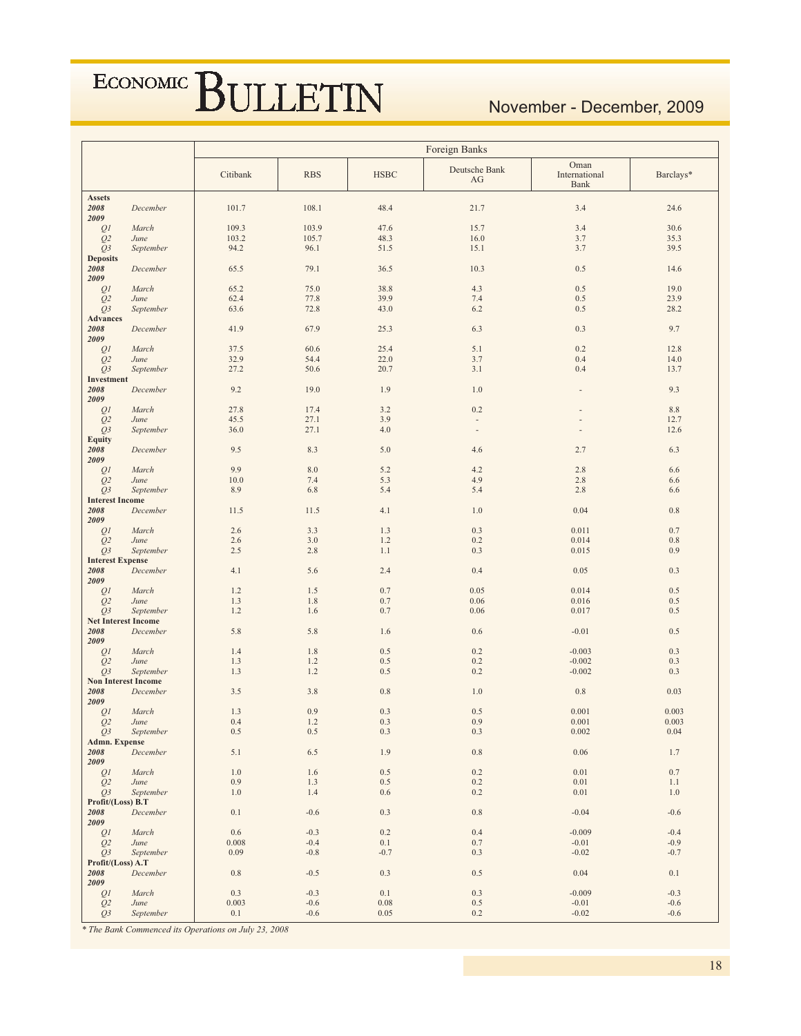| | | Foreign Banks | | | | | |
|---|---|---|---|---|---|---|---|
| | | Citibank | RBS | HSBC | Deutsche Bank AG | Oman International Bank | Barclays* |
| **Assets** | | | | | | | |
| ***2008*** | *December* | 101.7 | 108.1 | 48.4 | 21.7 | 3.4 | 24.6 |
| ***2009*** | | | | | | | |
| *Q1* | *March* | 109.3 | 103.9 | 47.6 | 15.7 | 3.4 | 30.6 |
| *Q2* | *June* | 103.2 | 105.7 | 48.3 | 16.0 | 3.7 | 35.3 |
| *Q3* | *September* | 94.2 | 96.1 | 51.5 | 15.1 | 3.7 | 39.5 |
| **Deposits** | | | | | | | |
| ***2008*** | *December* | 65.5 | 79.1 | 36.5 | 10.3 | 0.5 | 14.6 |
| ***2009*** | | | | | | | |
| *Q1* | *March* | 65.2 | 75.0 | 38.8 | 4.3 | 0.5 | 19.0 |
| *Q2* | *June* | 62.4 | 77.8 | 39.9 | 7.4 | 0.5 | 23.9 |
| *Q3* | *September* | 63.6 | 72.8 | 43.0 | 6.2 | 0.5 | 28.2 |
| **Advances** | | | | | | | |
| ***2008*** | *December* | 41.9 | 67.9 | 25.3 | 6.3 | 0.3 | 9.7 |
| ***2009*** | | | | | | | |
| *Q1* | *March* | 37.5 | 60.6 | 25.4 | 5.1 | 0.2 | 12.8 |
| *Q2* | *June* | 32.9 | 54.4 | 22.0 | 3.7 | 0.4 | 14.0 |
| *Q3* | *September* | 27.2 | 50.6 | 20.7 | 3.1 | 0.4 | 13.7 |
| **Investment** | | | | | | | |
| ***2008*** | *December* | 9.2 | 19.0 | 1.9 | 1.0 | - | 9.3 |
| ***2009*** | | | | | | | |
| *Q1* | *March* | 27.8 | 17.4 | 3.2 | 0.2 | - | 8.8 |
| *Q2* | *June* | 45.5 | 27.1 | 3.9 | - | - | 12.7 |
| *Q3* | *September* | 36.0 | 27.1 | 4.0 | - | - | 12.6 |
| **Equity** | | | | | | | |
| ***2008*** | *December* | 9.5 | 8.3 | 5.0 | 4.6 | 2.7 | 6.3 |
| ***2009*** | | | | | | | |
| *Q1* | *March* | 9.9 | 8.0 | 5.2 | 4.2 | 2.8 | 6.6 |
| *Q2* | *June* | 10.0 | 7.4 | 5.3 | 4.9 | 2.8 | 6.6 |
| *Q3* | *September* | 8.9 | 6.8 | 5.4 | 5.4 | 2.8 | 6.6 |
| **Interest Income** | | | | | | | |
| ***2008*** | *December* | 11.5 | 11.5 | 4.1 | 1.0 | 0.04 | 0.8 |
| ***2009*** | | | | | | | |
| *Q1* | *March* | 2.6 | 3.3 | 1.3 | 0.3 | 0.011 | 0.7 |
| *Q2* | *June* | 2.6 | 3.0 | 1.2 | 0.2 | 0.014 | 0.8 |
| *Q3* | *September* | 2.5 | 2.8 | 1.1 | 0.3 | 0.015 | 0.9 |
| **Interest Expense** | | | | | | | |
| ***2008*** | *December* | 4.1 | 5.6 | 2.4 | 0.4 | 0.05 | 0.3 |
| ***2009*** | | | | | | | |
| *Q1* | *March* | 1.2 | 1.5 | 0.7 | 0.05 | 0.014 | 0.5 |
| *Q2* | *June* | 1.3 | 1.8 | 0.7 | 0.06 | 0.016 | 0.5 |
| *Q3* | *September* | 1.2 | 1.6 | 0.7 | 0.06 | 0.017 | 0.5 |
| **Net Interest Income** | | | | | | | |
| ***2008*** | *December* | 5.8 | 5.8 | 1.6 | 0.6 | -0.01 | 0.5 |
| ***2009*** | | | | | | | |
| *Q1* | *March* | 1.4 | 1.8 | 0.5 | 0.2 | -0.003 | 0.3 |
| *Q2* | *June* | 1.3 | 1.2 | 0.5 | 0.2 | -0.002 | 0.3 |
| *Q3* | *September* | 1.3 | 1.2 | 0.5 | 0.2 | -0.002 | 0.3 |
| **Non Interest Income** | | | | | | | |
| ***2008*** | *December* | 3.5 | 3.8 | 0.8 | 1.0 | 0.8 | 0.03 |
| ***2009*** | | | | | | | |
| *Q1* | *March* | 1.3 | 0.9 | 0.3 | 0.5 | 0.001 | 0.003 |
| *Q2* | *June* | 0.4 | 1.2 | 0.3 | 0.9 | 0.001 | 0.003 |
| *Q3* | *September* | 0.5 | 0.5 | 0.3 | 0.3 | 0.002 | 0.04 |
| **Admn. Expense** | | | | | | | |
| ***2008*** | *December* | 5.1 | 6.5 | 1.9 | 0.8 | 0.06 | 1.7 |
| ***2009*** | | | | | | | |
| *Q1* | *March* | 1.0 | 1.6 | 0.5 | 0.2 | 0.01 | 0.7 |
| *Q2* | *June* | 0.9 | 1.3 | 0.5 | 0.2 | 0.01 | 1.1 |
| *Q3* | *September* | 1.0 | 1.4 | 0.6 | 0.2 | 0.01 | 1.0 |
| **Profit/(Loss) B.T** | | | | | | | |
| ***2008*** | *December* | 0.1 | -0.6 | 0.3 | 0.8 | -0.04 | -0.6 |
| ***2009*** | | | | | | | |
| *Q1* | *March* | 0.6 | -0.3 | 0.2 | 0.4 | -0.009 | -0.4 |
| *Q2* | *June* | 0.008 | -0.4 | 0.1 | 0.7 | -0.01 | -0.9 |
| *Q3* | *September* | 0.09 | -0.8 | -0.7 | 0.3 | -0.02 | -0.7 |
| **Profit/(Loss) A.T** | | | | | | | |
| ***2008*** | *December* | 0.8 | -0.5 | 0.3 | 0.5 | 0.04 | 0.1 |
| ***2009*** | | | | | | | |
| *Q1* | *March* | 0.3 | -0.3 | 0.1 | 0.3 | -0.009 | -0.3 |
| *Q2* | *June* | 0.003 | -0.6 | 0.08 | 0.5 | -0.01 | -0.6 |
| *Q3* | *September* | 0.1 | -0.6 | 0.05 | 0.2 | -0.02 | -0.6 |

*\* The Bank Commenced its Operations on July 23, 2008*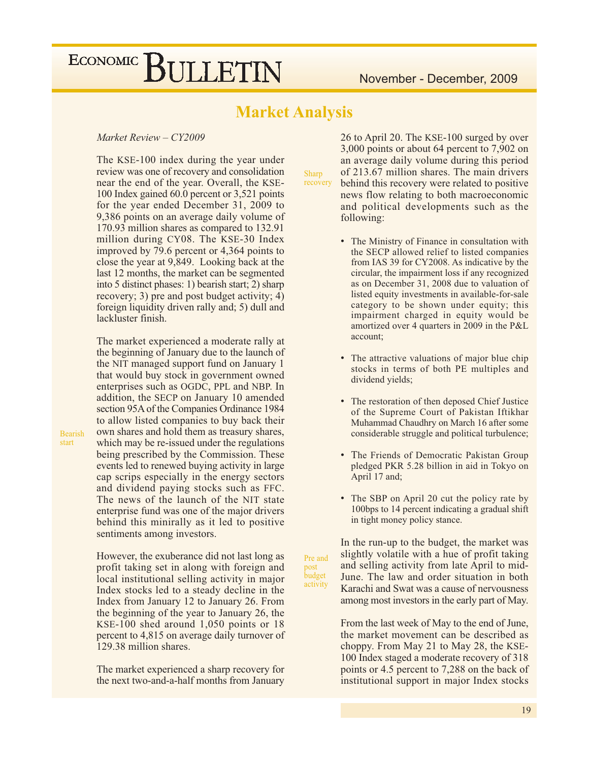# Market Analysis

*Market Review – CY2009*

The KSE-100 index during the year under review was one of recovery and consolidation near the end of the year. Overall, the KSE-100 Index gained 60.0 percent or 3,521 points for the year ended December 31, 2009 to 9,386 points on an average daily volume of 170.93 million shares as compared to 132.91 million during CY08. The KSE-30 Index improved by 79.6 percent or 4,364 points to close the year at 9,849. Looking back at the last 12 months, the market can be segmented into 5 distinct phases: 1) bearish start; 2) sharp recovery; 3) pre and post budget activity; 4) foreign liquidity driven rally and; 5) dull and lackluster finish.

Bearish start

The market experienced a moderate rally at the beginning of January due to the launch of the NIT managed support fund on January 1 that would buy stock in government owned enterprises such as OGDC, PPL and NBP. In addition, the SECP on January 10 amended section 95A of the Companies Ordinance 1984 to allow listed companies to buy back their own shares and hold them as treasury shares, which may be re-issued under the regulations being prescribed by the Commission. These events led to renewed buying activity in large cap scrips especially in the energy sectors and dividend paying stocks such as FFC. The news of the launch of the NIT state enterprise fund was one of the major drivers behind this minirally as it led to positive sentiments among investors.

However, the exuberance did not last long as profit taking set in along with foreign and local institutional selling activity in major Index stocks led to a steady decline in the Index from January 12 to January 26. From the beginning of the year to January 26, the KSE-100 shed around 1,050 points or 18 percent to 4,815 on average daily turnover of 129.38 million shares.

Sharp recovery

The market experienced a sharp recovery for the next two-and-a-half months from January 26 to April 20. The KSE-100 surged by over 3,000 points or about 64 percent to 7,902 on an average daily volume during this period of 213.67 million shares. The main drivers behind this recovery were related to positive news flow relating to both macroeconomic and political developments such as the following:

- The Ministry of Finance in consultation with the SECP allowed relief to listed companies from IAS 39 for CY2008. As indicative by the circular, the impairment loss if any recognized as on December 31, 2008 due to valuation of listed equity investments in available-for-sale category to be shown under equity; this impairment charged in equity would be amortized over 4 quarters in 2009 in the P&L account;
- The attractive valuations of major blue chip stocks in terms of both PE multiples and dividend yields;
- The restoration of then deposed Chief Justice of the Supreme Court of Pakistan Iftikhar Muhammad Chaudhry on March 16 after some considerable struggle and political turbulence;
- The Friends of Democratic Pakistan Group pledged PKR 5.28 billion in aid in Tokyo on April 17 and;
- The SBP on April 20 cut the policy rate by 100bps to 14 percent indicating a gradual shift in tight money policy stance.

Pre and post budget activity

In the run-up to the budget, the market was slightly volatile with a hue of profit taking and selling activity from late April to mid-June. The law and order situation in both Karachi and Swat was a cause of nervousness among most investors in the early part of May.

From the last week of May to the end of June, the market movement can be described as choppy. From May 21 to May 28, the KSE-100 Index staged a moderate recovery of 318 points or 4.5 percent to 7,288 on the back of institutional support in major Index stocks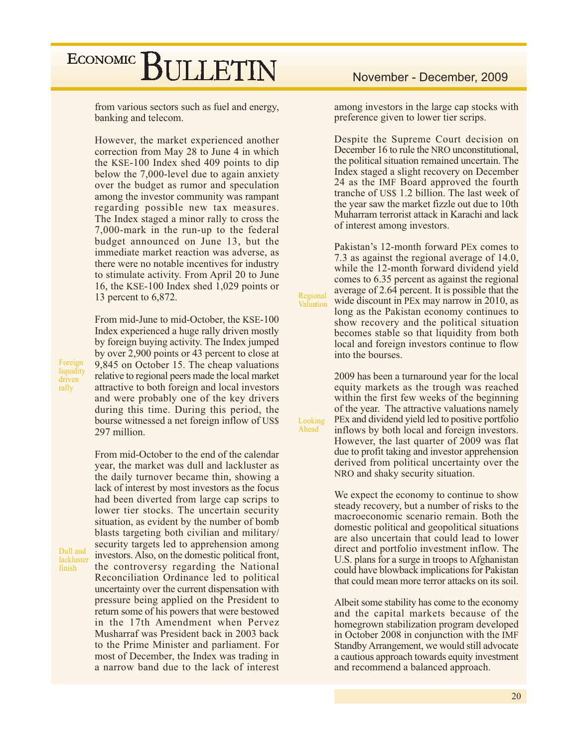from various sectors such as fuel and energy, banking and telecom.

However, the market experienced another correction from May 28 to June 4 in which the KSE-100 Index shed 409 points to dip below the 7,000-level due to again anxiety over the budget as rumor and speculation among the investor community was rampant regarding possible new tax measures. The Index staged a minor rally to cross the 7,000-mark in the run-up to the federal budget announced on June 13, but the immediate market reaction was adverse, as there were no notable incentives for industry to stimulate activity. From April 20 to June 16, the KSE-100 Index shed 1,029 points or 13 percent to 6,872.

*Foreign liquidity driven rally*

From mid-June to mid-October, the KSE-100 Index experienced a huge rally driven mostly by foreign buying activity. The Index jumped by over 2,900 points or 43 percent to close at 9,845 on October 15. The cheap valuations relative to regional peers made the local market attractive to both foreign and local investors and were probably one of the key drivers during this time. During this period, the bourse witnessed a net foreign inflow of US$ 297 million.

*Dull and lackluster finish*

From mid-October to the end of the calendar year, the market was dull and lackluster as the daily turnover became thin, showing a lack of interest by most investors as the focus had been diverted from large cap scrips to lower tier stocks. The uncertain security situation, as evident by the number of bomb blasts targeting both civilian and military/ security targets led to apprehension among investors. Also, on the domestic political front, the controversy regarding the National Reconciliation Ordinance led to political uncertainty over the current dispensation with pressure being applied on the President to return some of his powers that were bestowed in the 17th Amendment when Pervez Musharraf was President back in 2003 back to the Prime Minister and parliament. For most of December, the Index was trading in a narrow band due to the lack of interest among investors in the large cap stocks with preference given to lower tier scrips.

Despite the Supreme Court decision on December 16 to rule the NRO unconstitutional, the political situation remained uncertain. The Index staged a slight recovery on December 24 as the IMF Board approved the fourth tranche of US$ 1.2 billion. The last week of the year saw the market fizzle out due to 10th Muharram terrorist attack in Karachi and lack of interest among investors.

*Regional Valuation*

Pakistan's 12-month forward PEx comes to 7.3 as against the regional average of 14.0, while the 12-month forward dividend yield comes to 6.35 percent as against the regional average of 2.64 percent. It is possible that the wide discount in PEx may narrow in 2010, as long as the Pakistan economy continues to show recovery and the political situation becomes stable so that liquidity from both local and foreign investors continue to flow into the bourses.

*Looking Ahead*

2009 has been a turnaround year for the local equity markets as the trough was reached within the first few weeks of the beginning of the year. The attractive valuations namely PEx and dividend yield led to positive portfolio inflows by both local and foreign investors. However, the last quarter of 2009 was flat due to profit taking and investor apprehension derived from political uncertainty over the NRO and shaky security situation.

We expect the economy to continue to show steady recovery, but a number of risks to the macroeconomic scenario remain. Both the domestic political and geopolitical situations are also uncertain that could lead to lower direct and portfolio investment inflow. The U.S. plans for a surge in troops to Afghanistan could have blowback implications for Pakistan that could mean more terror attacks on its soil.

Albeit some stability has come to the economy and the capital markets because of the homegrown stabilization program developed in October 2008 in conjunction with the IMF Standby Arrangement, we would still advocate a cautious approach towards equity investment and recommend a balanced approach.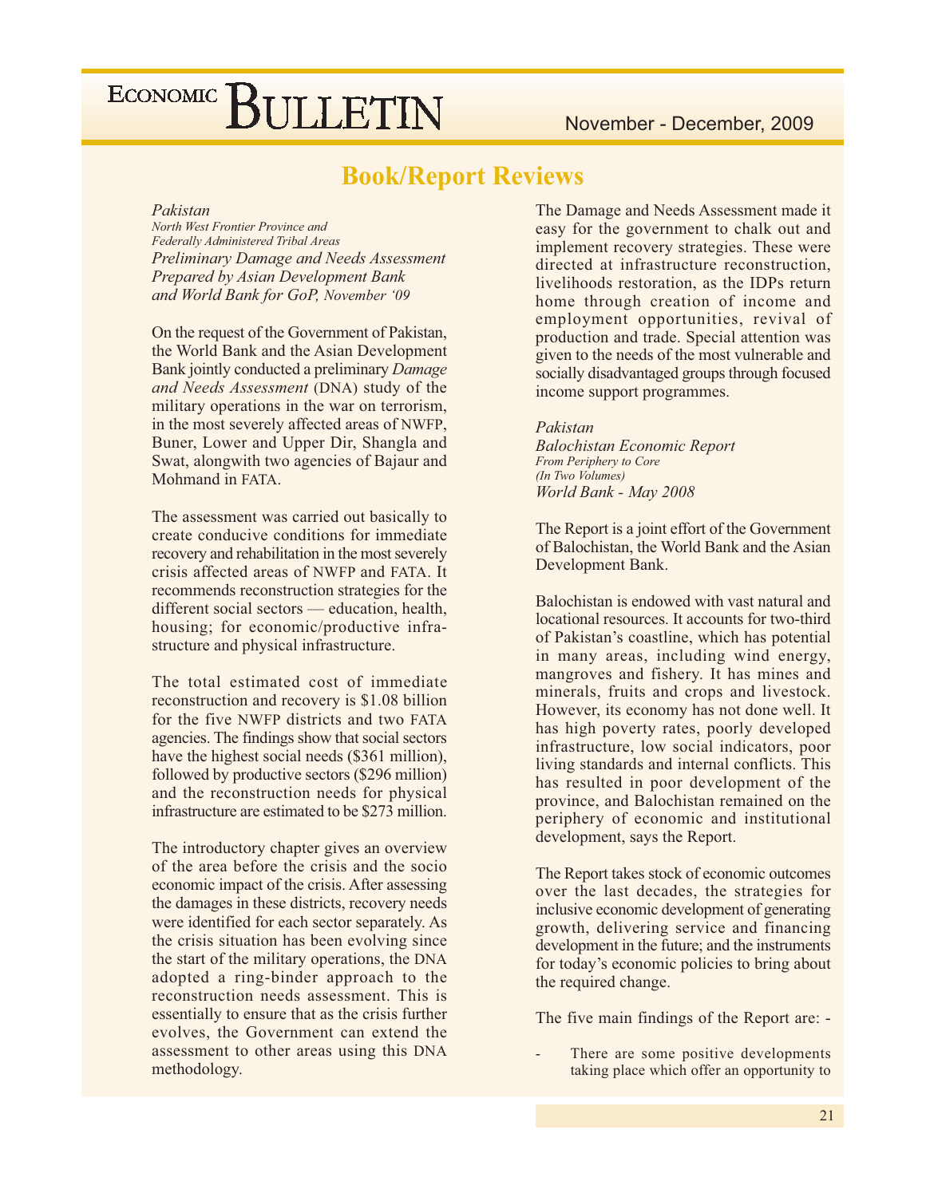## Book/Report Reviews

*Pakistan*
*North West Frontier Province and*
*Federally Administered Tribal Areas*
*Preliminary Damage and Needs Assessment*
*Prepared by Asian Development Bank*
*and World Bank for GoP, November '09*

On the request of the Government of Pakistan, the World Bank and the Asian Development Bank jointly conducted a preliminary *Damage and Needs Assessment* (DNA) study of the military operations in the war on terrorism, in the most severely affected areas of NWFP, Buner, Lower and Upper Dir, Shangla and Swat, alongwith two agencies of Bajaur and Mohmand in FATA.

The assessment was carried out basically to create conducive conditions for immediate recovery and rehabilitation in the most severely crisis affected areas of NWFP and FATA. It recommends reconstruction strategies for the different social sectors — education, health, housing; for economic/productive infrastructure and physical infrastructure.

The total estimated cost of immediate reconstruction and recovery is $1.08 billion for the five NWFP districts and two FATA agencies. The findings show that social sectors have the highest social needs ($361 million), followed by productive sectors ($296 million) and the reconstruction needs for physical infrastructure are estimated to be $273 million.

The introductory chapter gives an overview of the area before the crisis and the socio economic impact of the crisis. After assessing the damages in these districts, recovery needs were identified for each sector separately. As the crisis situation has been evolving since the start of the military operations, the DNA adopted a ring-binder approach to the reconstruction needs assessment. This is essentially to ensure that as the crisis further evolves, the Government can extend the assessment to other areas using this DNA methodology.

The Damage and Needs Assessment made it easy for the government to chalk out and implement recovery strategies. These were directed at infrastructure reconstruction, livelihoods restoration, as the IDPs return home through creation of income and employment opportunities, revival of production and trade. Special attention was given to the needs of the most vulnerable and socially disadvantaged groups through focused income support programmes.

*Pakistan*
*Balochistan Economic Report*
*From Periphery to Core*
*(In Two Volumes)*
*World Bank - May 2008*

The Report is a joint effort of the Government of Balochistan, the World Bank and the Asian Development Bank.

Balochistan is endowed with vast natural and locational resources. It accounts for two-third of Pakistan's coastline, which has potential in many areas, including wind energy, mangroves and fishery. It has mines and minerals, fruits and crops and livestock. However, its economy has not done well. It has high poverty rates, poorly developed infrastructure, low social indicators, poor living standards and internal conflicts. This has resulted in poor development of the province, and Balochistan remained on the periphery of economic and institutional development, says the Report.

The Report takes stock of economic outcomes over the last decades, the strategies for inclusive economic development of generating growth, delivering service and financing development in the future; and the instruments for today's economic policies to bring about the required change.

The five main findings of the Report are: -

- There are some positive developments taking place which offer an opportunity to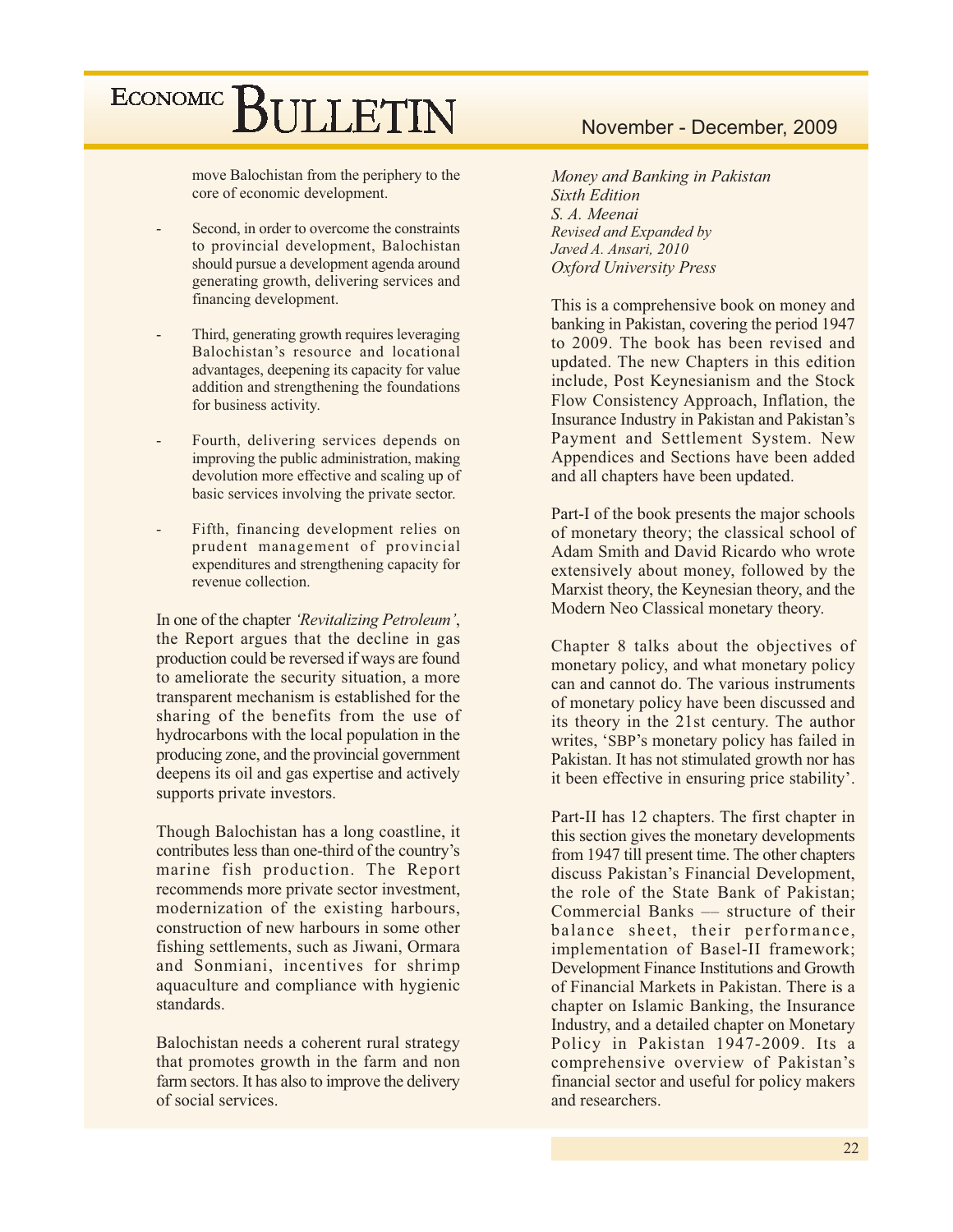move Balochistan from the periphery to the core of economic development.

- Second, in order to overcome the constraints to provincial development, Balochistan should pursue a development agenda around generating growth, delivering services and financing development.

- Third, generating growth requires leveraging Balochistan's resource and locational advantages, deepening its capacity for value addition and strengthening the foundations for business activity.

- Fourth, delivering services depends on improving the public administration, making devolution more effective and scaling up of basic services involving the private sector.

- Fifth, financing development relies on prudent management of provincial expenditures and strengthening capacity for revenue collection.

In one of the chapter *'Revitalizing Petroleum'*, the Report argues that the decline in gas production could be reversed if ways are found to ameliorate the security situation, a more transparent mechanism is established for the sharing of the benefits from the use of hydrocarbons with the local population in the producing zone, and the provincial government deepens its oil and gas expertise and actively supports private investors.

Though Balochistan has a long coastline, it contributes less than one-third of the country's marine fish production. The Report recommends more private sector investment, modernization of the existing harbours, construction of new harbours in some other fishing settlements, such as Jiwani, Ormara and Sonmiani, incentives for shrimp aquaculture and compliance with hygienic standards.

Balochistan needs a coherent rural strategy that promotes growth in the farm and non farm sectors. It has also to improve the delivery of social services.

*Money and Banking in Pakistan*
*Sixth Edition*
*S. A. Meenai*
*Revised and Expanded by*
*Javed A. Ansari, 2010*
*Oxford University Press*

This is a comprehensive book on money and banking in Pakistan, covering the period 1947 to 2009. The book has been revised and updated. The new Chapters in this edition include, Post Keynesianism and the Stock Flow Consistency Approach, Inflation, the Insurance Industry in Pakistan and Pakistan's Payment and Settlement System. New Appendices and Sections have been added and all chapters have been updated.

Part-I of the book presents the major schools of monetary theory; the classical school of Adam Smith and David Ricardo who wrote extensively about money, followed by the Marxist theory, the Keynesian theory, and the Modern Neo Classical monetary theory.

Chapter 8 talks about the objectives of monetary policy, and what monetary policy can and cannot do. The various instruments of monetary policy have been discussed and its theory in the 21st century. The author writes, 'SBP's monetary policy has failed in Pakistan. It has not stimulated growth nor has it been effective in ensuring price stability'.

Part-II has 12 chapters. The first chapter in this section gives the monetary developments from 1947 till present time. The other chapters discuss Pakistan's Financial Development, the role of the State Bank of Pakistan; Commercial Banks –– structure of their balance sheet, their performance, implementation of Basel-II framework; Development Finance Institutions and Growth of Financial Markets in Pakistan. There is a chapter on Islamic Banking, the Insurance Industry, and a detailed chapter on Monetary Policy in Pakistan 1947-2009. Its a comprehensive overview of Pakistan's financial sector and useful for policy makers and researchers.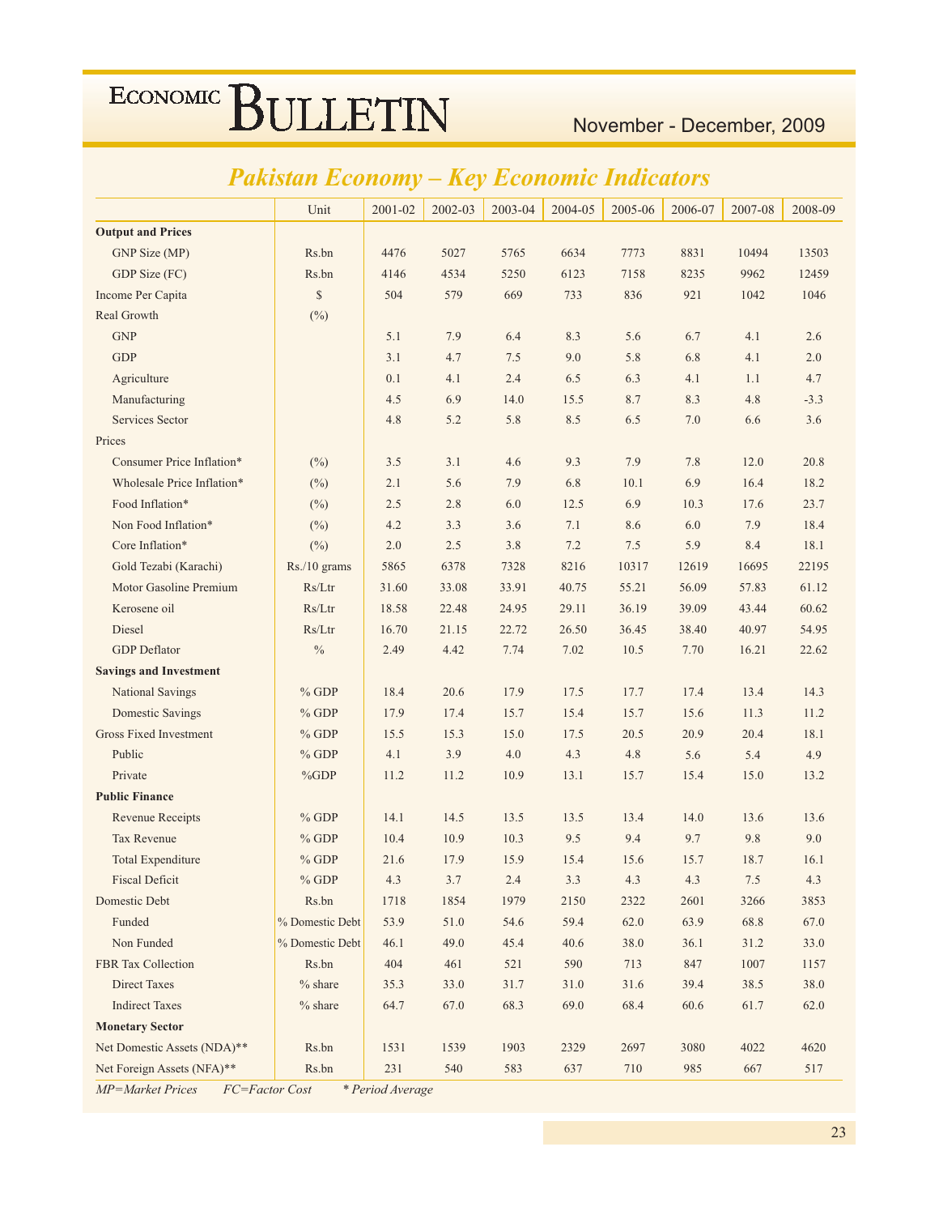## Pakistan Economy – Key Economic Indicators

| | Unit | 2001-02 | 2002-03 | 2003-04 | 2004-05 | 2005-06 | 2006-07 | 2007-08 | 2008-09 |
|---|---|---|---|---|---|---|---|---|---|
| **Output and Prices** | | | | | | | | | |
| GNP Size (MP) | Rs.bn | 4476 | 5027 | 5765 | 6634 | 7773 | 8831 | 10494 | 13503 |
| GDP Size (FC) | Rs.bn | 4146 | 4534 | 5250 | 6123 | 7158 | 8235 | 9962 | 12459 |
| Income Per Capita | $ | 504 | 579 | 669 | 733 | 836 | 921 | 1042 | 1046 |
| Real Growth | (%) | | | | | | | | |
| GNP | | 5.1 | 7.9 | 6.4 | 8.3 | 5.6 | 6.7 | 4.1 | 2.6 |
| GDP | | 3.1 | 4.7 | 7.5 | 9.0 | 5.8 | 6.8 | 4.1 | 2.0 |
| Agriculture | | 0.1 | 4.1 | 2.4 | 6.5 | 6.3 | 4.1 | 1.1 | 4.7 |
| Manufacturing | | 4.5 | 6.9 | 14.0 | 15.5 | 8.7 | 8.3 | 4.8 | -3.3 |
| Services Sector | | 4.8 | 5.2 | 5.8 | 8.5 | 6.5 | 7.0 | 6.6 | 3.6 |
| Prices | | | | | | | | | |
| Consumer Price Inflation* | (%) | 3.5 | 3.1 | 4.6 | 9.3 | 7.9 | 7.8 | 12.0 | 20.8 |
| Wholesale Price Inflation* | (%) | 2.1 | 5.6 | 7.9 | 6.8 | 10.1 | 6.9 | 16.4 | 18.2 |
| Food Inflation* | (%) | 2.5 | 2.8 | 6.0 | 12.5 | 6.9 | 10.3 | 17.6 | 23.7 |
| Non Food Inflation* | (%) | 4.2 | 3.3 | 3.6 | 7.1 | 8.6 | 6.0 | 7.9 | 18.4 |
| Core Inflation* | (%) | 2.0 | 2.5 | 3.8 | 7.2 | 7.5 | 5.9 | 8.4 | 18.1 |
| Gold Tezabi (Karachi) | Rs./10 grams | 5865 | 6378 | 7328 | 8216 | 10317 | 12619 | 16695 | 22195 |
| Motor Gasoline Premium | Rs/Ltr | 31.60 | 33.08 | 33.91 | 40.75 | 55.21 | 56.09 | 57.83 | 61.12 |
| Kerosene oil | Rs/Ltr | 18.58 | 22.48 | 24.95 | 29.11 | 36.19 | 39.09 | 43.44 | 60.62 |
| Diesel | Rs/Ltr | 16.70 | 21.15 | 22.72 | 26.50 | 36.45 | 38.40 | 40.97 | 54.95 |
| GDP Deflator | % | 2.49 | 4.42 | 7.74 | 7.02 | 10.5 | 7.70 | 16.21 | 22.62 |
| **Savings and Investment** | | | | | | | | | |
| National Savings | % GDP | 18.4 | 20.6 | 17.9 | 17.5 | 17.7 | 17.4 | 13.4 | 14.3 |
| Domestic Savings | % GDP | 17.9 | 17.4 | 15.7 | 15.4 | 15.7 | 15.6 | 11.3 | 11.2 |
| Gross Fixed Investment | % GDP | 15.5 | 15.3 | 15.0 | 17.5 | 20.5 | 20.9 | 20.4 | 18.1 |
| Public | % GDP | 4.1 | 3.9 | 4.0 | 4.3 | 4.8 | 5.6 | 5.4 | 4.9 |
| Private | %GDP | 11.2 | 11.2 | 10.9 | 13.1 | 15.7 | 15.4 | 15.0 | 13.2 |
| **Public Finance** | | | | | | | | | |
| Revenue Receipts | % GDP | 14.1 | 14.5 | 13.5 | 13.5 | 13.4 | 14.0 | 13.6 | 13.6 |
| Tax Revenue | % GDP | 10.4 | 10.9 | 10.3 | 9.5 | 9.4 | 9.7 | 9.8 | 9.0 |
| Total Expenditure | % GDP | 21.6 | 17.9 | 15.9 | 15.4 | 15.6 | 15.7 | 18.7 | 16.1 |
| Fiscal Deficit | % GDP | 4.3 | 3.7 | 2.4 | 3.3 | 4.3 | 4.3 | 7.5 | 4.3 |
| Domestic Debt | Rs.bn | 1718 | 1854 | 1979 | 2150 | 2322 | 2601 | 3266 | 3853 |
| Funded | % Domestic Debt | 53.9 | 51.0 | 54.6 | 59.4 | 62.0 | 63.9 | 68.8 | 67.0 |
| Non Funded | % Domestic Debt | 46.1 | 49.0 | 45.4 | 40.6 | 38.0 | 36.1 | 31.2 | 33.0 |
| FBR Tax Collection | Rs.bn | 404 | 461 | 521 | 590 | 713 | 847 | 1007 | 1157 |
| Direct Taxes | % share | 35.3 | 33.0 | 31.7 | 31.0 | 31.6 | 39.4 | 38.5 | 38.0 |
| Indirect Taxes | % share | 64.7 | 67.0 | 68.3 | 69.0 | 68.4 | 60.6 | 61.7 | 62.0 |
| **Monetary Sector** | | | | | | | | | |
| Net Domestic Assets (NDA)** | Rs.bn | 1531 | 1539 | 1903 | 2329 | 2697 | 3080 | 4022 | 4620 |
| Net Foreign Assets (NFA)** | Rs.bn | 231 | 540 | 583 | 637 | 710 | 985 | 667 | 517 |

*MP=Market Prices FC=Factor Cost * Period Average*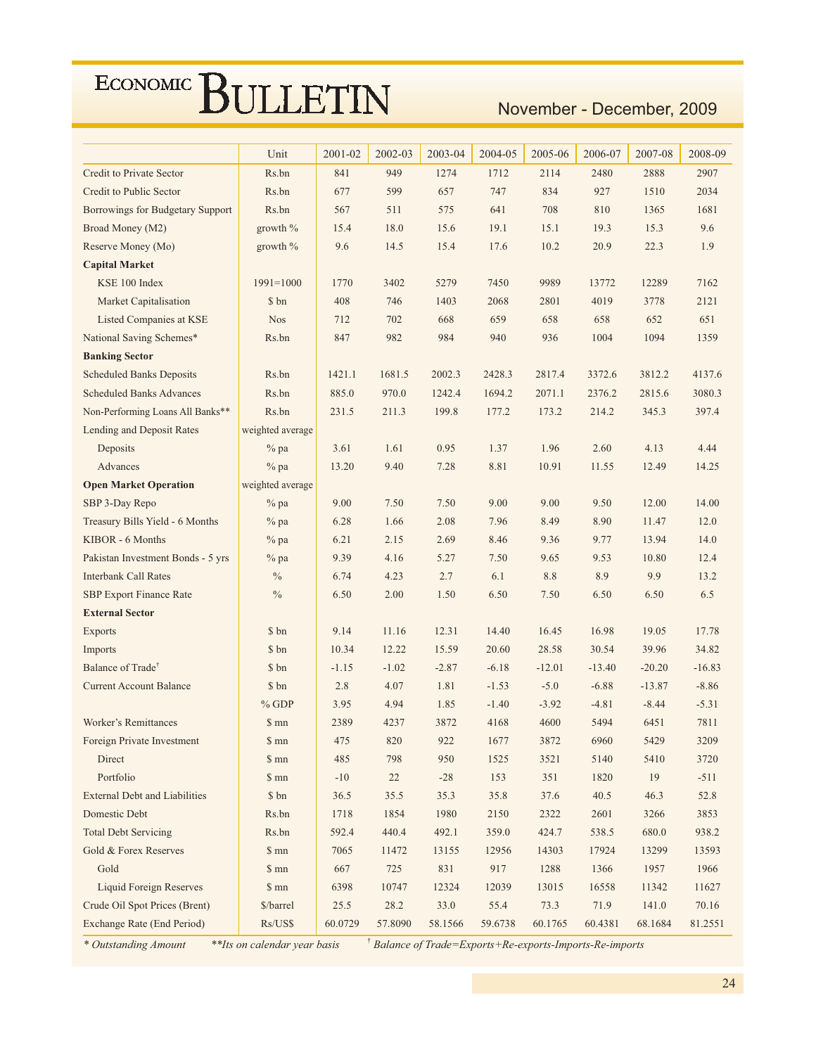| | Unit | 2001-02 | 2002-03 | 2003-04 | 2004-05 | 2005-06 | 2006-07 | 2007-08 | 2008-09 |
|---|---|---|---|---|---|---|---|---|---|
| Credit to Private Sector | Rs.bn | 841 | 949 | 1274 | 1712 | 2114 | 2480 | 2888 | 2907 |
| Credit to Public Sector | Rs.bn | 677 | 599 | 657 | 747 | 834 | 927 | 1510 | 2034 |
| Borrowings for Budgetary Support | Rs.bn | 567 | 511 | 575 | 641 | 708 | 810 | 1365 | 1681 |
| Broad Money (M2) | growth % | 15.4 | 18.0 | 15.6 | 19.1 | 15.1 | 19.3 | 15.3 | 9.6 |
| Reserve Money (Mo) | growth % | 9.6 | 14.5 | 15.4 | 17.6 | 10.2 | 20.9 | 22.3 | 1.9 |
| **Capital Market** | | | | | | | | | |
| KSE 100 Index | 1991=1000 | 1770 | 3402 | 5279 | 7450 | 9989 | 13772 | 12289 | 7162 |
| Market Capitalisation | $ bn | 408 | 746 | 1403 | 2068 | 2801 | 4019 | 3778 | 2121 |
| Listed Companies at KSE | Nos | 712 | 702 | 668 | 659 | 658 | 658 | 652 | 651 |
| National Saving Schemes* | Rs.bn | 847 | 982 | 984 | 940 | 936 | 1004 | 1094 | 1359 |
| **Banking Sector** | | | | | | | | | |
| Scheduled Banks Deposits | Rs.bn | 1421.1 | 1681.5 | 2002.3 | 2428.3 | 2817.4 | 3372.6 | 3812.2 | 4137.6 |
| Scheduled Banks Advances | Rs.bn | 885.0 | 970.0 | 1242.4 | 1694.2 | 2071.1 | 2376.2 | 2815.6 | 3080.3 |
| Non-Performing Loans All Banks** | Rs.bn | 231.5 | 211.3 | 199.8 | 177.2 | 173.2 | 214.2 | 345.3 | 397.4 |
| Lending and Deposit Rates | weighted average | | | | | | | | |
| Deposits | % pa | 3.61 | 1.61 | 0.95 | 1.37 | 1.96 | 2.60 | 4.13 | 4.44 |
| Advances | % pa | 13.20 | 9.40 | 7.28 | 8.81 | 10.91 | 11.55 | 12.49 | 14.25 |
| **Open Market Operation** | weighted average | | | | | | | | |
| SBP 3-Day Repo | % pa | 9.00 | 7.50 | 7.50 | 9.00 | 9.00 | 9.50 | 12.00 | 14.00 |
| Treasury Bills Yield - 6 Months | % pa | 6.28 | 1.66 | 2.08 | 7.96 | 8.49 | 8.90 | 11.47 | 12.0 |
| KIBOR - 6 Months | % pa | 6.21 | 2.15 | 2.69 | 8.46 | 9.36 | 9.77 | 13.94 | 14.0 |
| Pakistan Investment Bonds - 5 yrs | % pa | 9.39 | 4.16 | 5.27 | 7.50 | 9.65 | 9.53 | 10.80 | 12.4 |
| Interbank Call Rates | % | 6.74 | 4.23 | 2.7 | 6.1 | 8.8 | 8.9 | 9.9 | 13.2 |
| SBP Export Finance Rate | % | 6.50 | 2.00 | 1.50 | 6.50 | 7.50 | 6.50 | 6.50 | 6.5 |
| **External Sector** | | | | | | | | | |
| Exports | $ bn | 9.14 | 11.16 | 12.31 | 14.40 | 16.45 | 16.98 | 19.05 | 17.78 |
| Imports | $ bn | 10.34 | 12.22 | 15.59 | 20.60 | 28.58 | 30.54 | 39.96 | 34.82 |
| Balance of Trade† | $ bn | -1.15 | -1.02 | -2.87 | -6.18 | -12.01 | -13.40 | -20.20 | -16.83 |
| Current Account Balance | $ bn | 2.8 | 4.07 | 1.81 | -1.53 | -5.0 | -6.88 | -13.87 | -8.86 |
| | % GDP | 3.95 | 4.94 | 1.85 | -1.40 | -3.92 | -4.81 | -8.44 | -5.31 |
| Worker's Remittances | $ mn | 2389 | 4237 | 3872 | 4168 | 4600 | 5494 | 6451 | 7811 |
| Foreign Private Investment | $ mn | 475 | 820 | 922 | 1677 | 3872 | 6960 | 5429 | 3209 |
| Direct | $ mn | 485 | 798 | 950 | 1525 | 3521 | 5140 | 5410 | 3720 |
| Portfolio | $ mn | -10 | 22 | -28 | 153 | 351 | 1820 | 19 | -511 |
| External Debt and Liabilities | $ bn | 36.5 | 35.5 | 35.3 | 35.8 | 37.6 | 40.5 | 46.3 | 52.8 |
| Domestic Debt | Rs.bn | 1718 | 1854 | 1980 | 2150 | 2322 | 2601 | 3266 | 3853 |
| Total Debt Servicing | Rs.bn | 592.4 | 440.4 | 492.1 | 359.0 | 424.7 | 538.5 | 680.0 | 938.2 |
| Gold & Forex Reserves | $ mn | 7065 | 11472 | 13155 | 12956 | 14303 | 17924 | 13299 | 13593 |
| Gold | $ mn | 667 | 725 | 831 | 917 | 1288 | 1366 | 1957 | 1966 |
| Liquid Foreign Reserves | $ mn | 6398 | 10747 | 12324 | 12039 | 13015 | 16558 | 11342 | 11627 |
| Crude Oil Spot Prices (Brent) | $/barrel | 25.5 | 28.2 | 33.0 | 55.4 | 73.3 | 71.9 | 141.0 | 70.16 |
| Exchange Rate (End Period) | Rs/US$ | 60.0729 | 57.8090 | 58.1566 | 59.6738 | 60.1765 | 60.4381 | 68.1684 | 81.2551 |

*\* Outstanding Amount* *\*\*Its on calendar year basis* *† Balance of Trade=Exports+Re-exports-Imports-Re-imports*